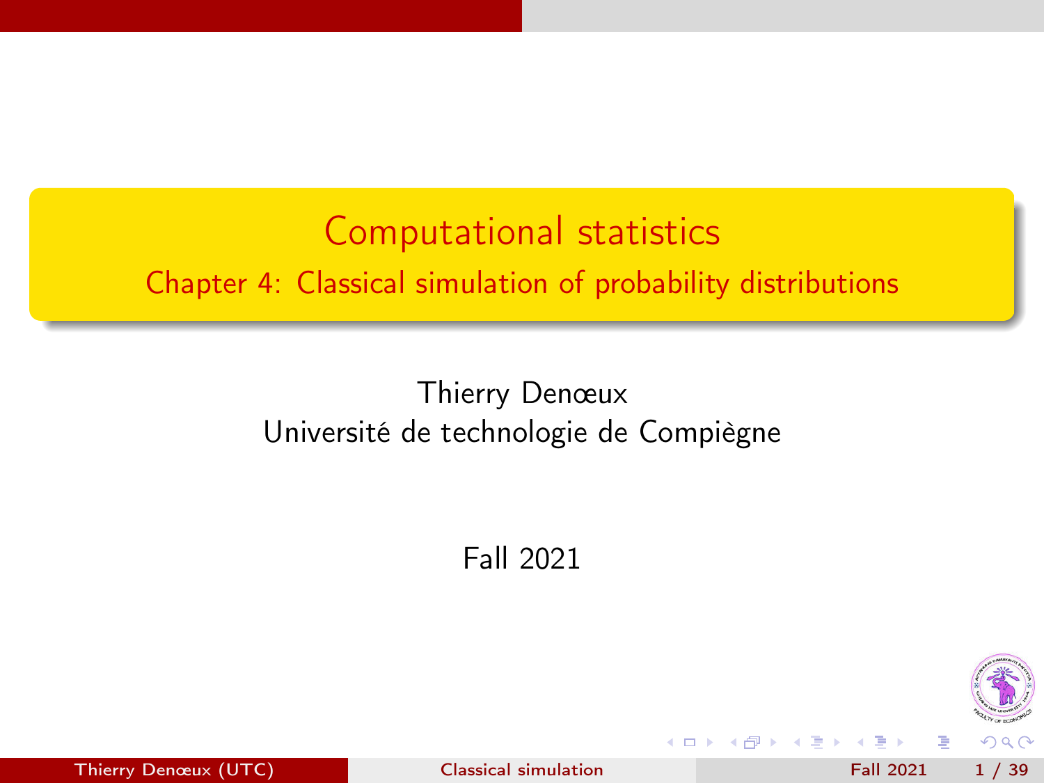# Computational statistics

## Chapter 4: Classical simulation of probability distributions

Thierry Denœux
Université de technologie de Compiègne

Fall 2021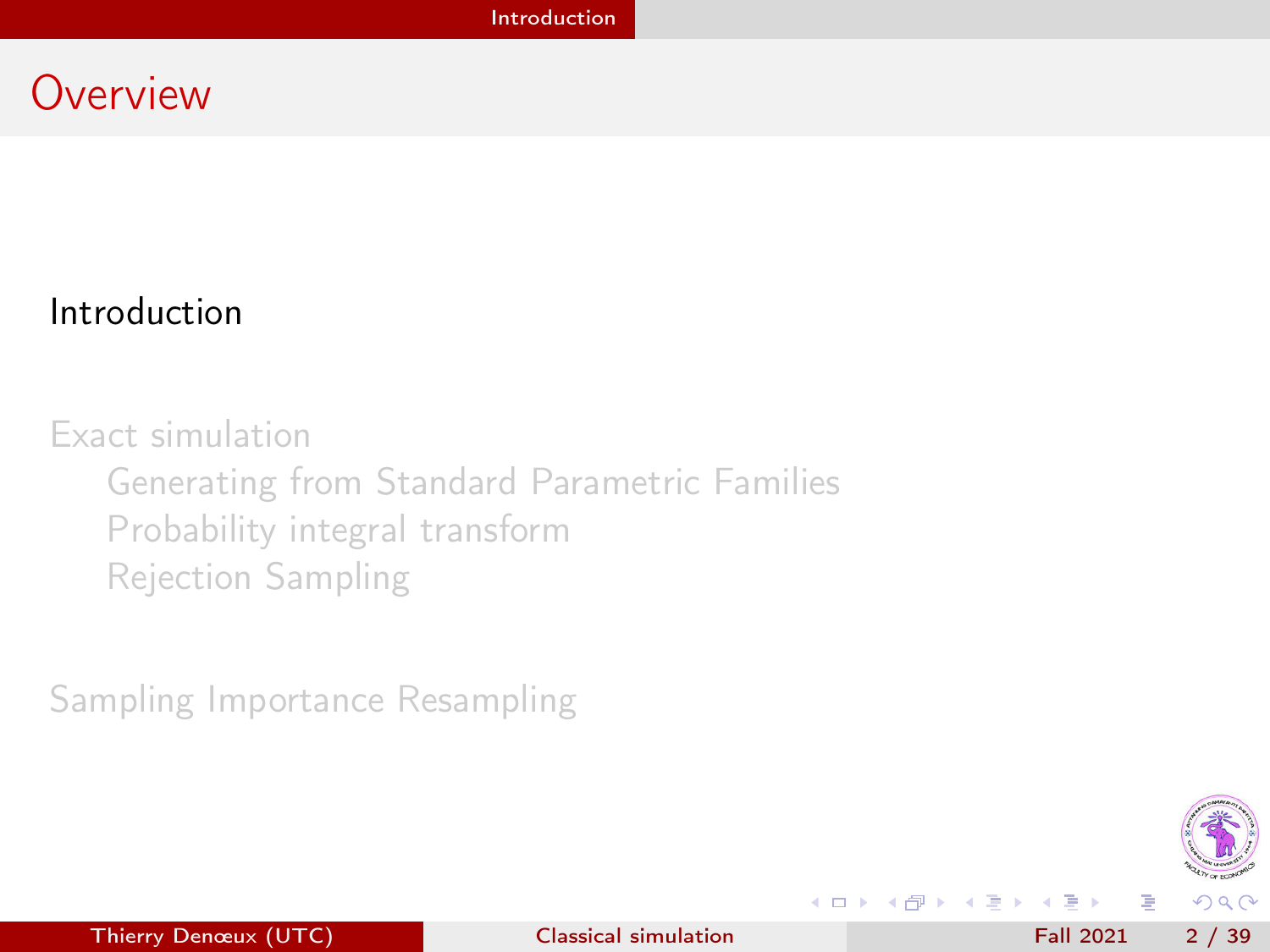# Overview

Introduction

Exact simulation

- Generating from Standard Parametric Families
- Probability integral transform
- Rejection Sampling

Sampling Importance Resampling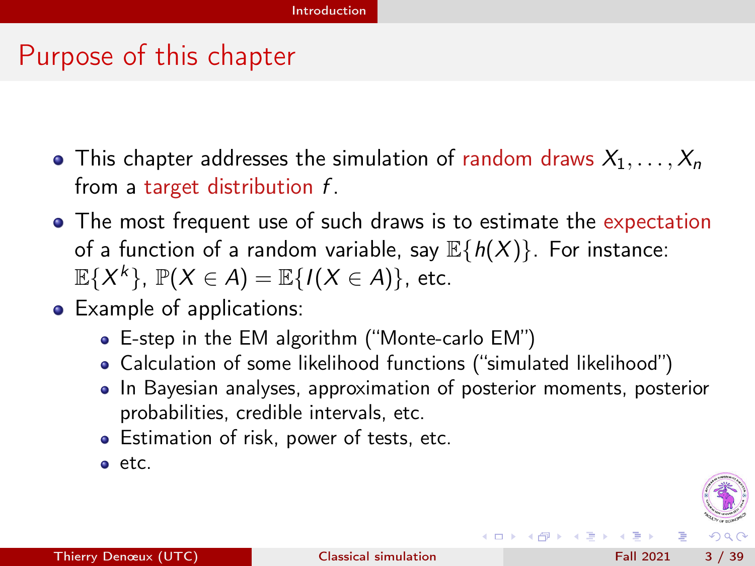# Purpose of this chapter

- This chapter addresses the simulation of random draws $X_1, \ldots, X_n$ from a target distribution $f$.
- The most frequent use of such draws is to estimate the expectation of a function of a random variable, say $\mathbb{E}\{h(X)\}$. For instance: $\mathbb{E}\{X^k\}$, $\mathbb{P}(X \in A) = \mathbb{E}\{I(X \in A)\}$, etc.
- Example of applications:
  - E-step in the EM algorithm ("Monte-carlo EM")
  - Calculation of some likelihood functions ("simulated likelihood")
  - In Bayesian analyses, approximation of posterior moments, posterior probabilities, credible intervals, etc.
  - Estimation of risk, power of tests, etc.
  - etc.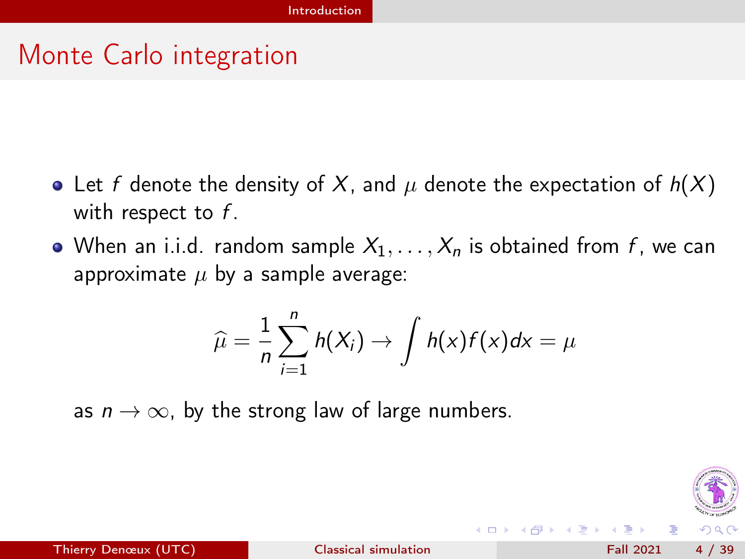# Monte Carlo integration

- Let $f$ denote the density of $X$, and $\mu$ denote the expectation of $h(X)$ with respect to $f$.
- When an i.i.d. random sample $X_1, \ldots, X_n$ is obtained from $f$, we can approximate $\mu$ by a sample average:

$$\widehat{\mu} = \frac{1}{n} \sum_{i=1}^{n} h(X_i) \rightarrow \int h(x) f(x) dx = \mu$$

as $n \rightarrow \infty$, by the strong law of large numbers.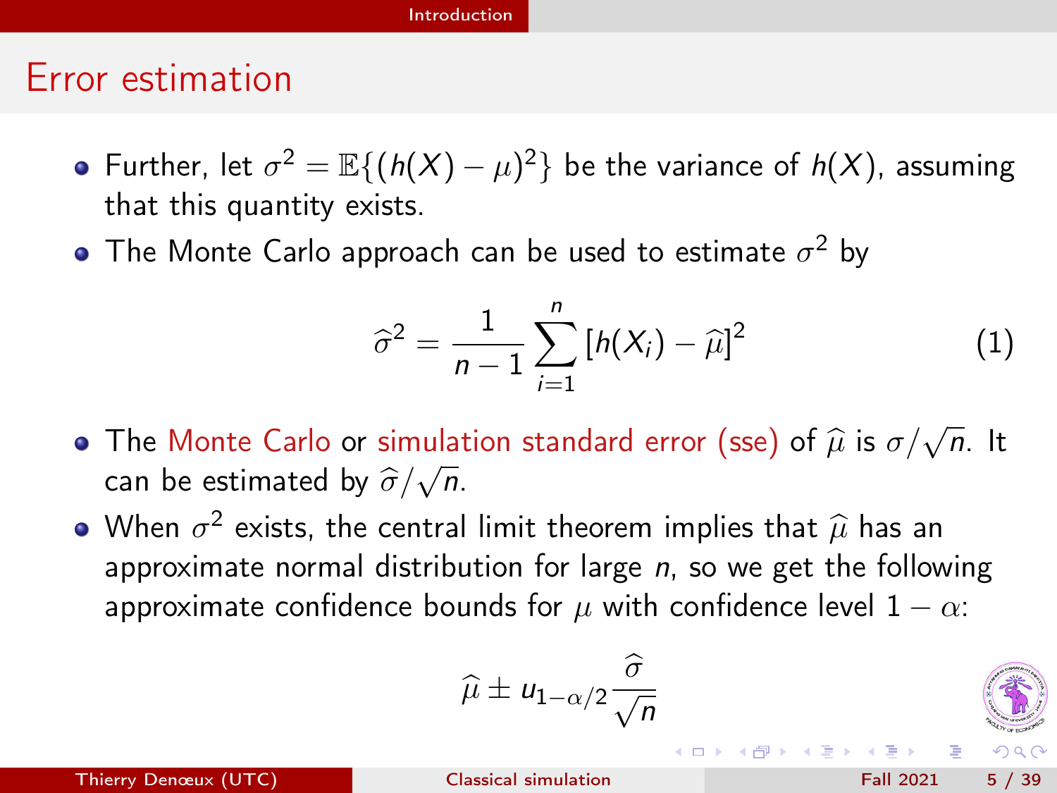## Error estimation

- Further, let $\sigma^2 = \mathbb{E}\{(h(X) - \mu)^2\}$ be the variance of $h(X)$, assuming that this quantity exists.
- The Monte Carlo approach can be used to estimate $\sigma^2$ by

$$\widehat{\sigma}^2 = \frac{1}{n-1} \sum_{i=1}^{n} [h(X_i) - \widehat{\mu}]^2 \tag{1}$$

- The Monte Carlo or simulation standard error (sse) of $\widehat{\mu}$ is $\sigma/\sqrt{n}$. It can be estimated by $\widehat{\sigma}/\sqrt{n}$.
- When $\sigma^2$ exists, the central limit theorem implies that $\widehat{\mu}$ has an approximate normal distribution for large $n$, so we get the following approximate confidence bounds for $\mu$ with confidence level $1-\alpha$:

$$\widehat{\mu} \pm u_{1-\alpha/2} \frac{\widehat{\sigma}}{\sqrt{n}}$$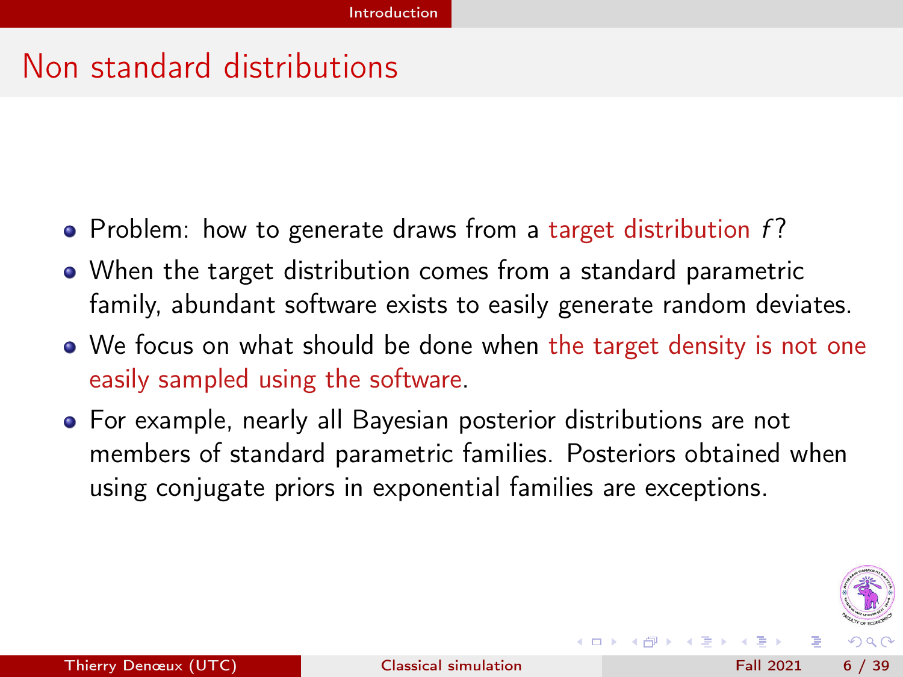# Non standard distributions

- Problem: how to generate draws from a target distribution $f$?
- When the target distribution comes from a standard parametric family, abundant software exists to easily generate random deviates.
- We focus on what should be done when the target density is not one easily sampled using the software.
- For example, nearly all Bayesian posterior distributions are not members of standard parametric families. Posteriors obtained when using conjugate priors in exponential families are exceptions.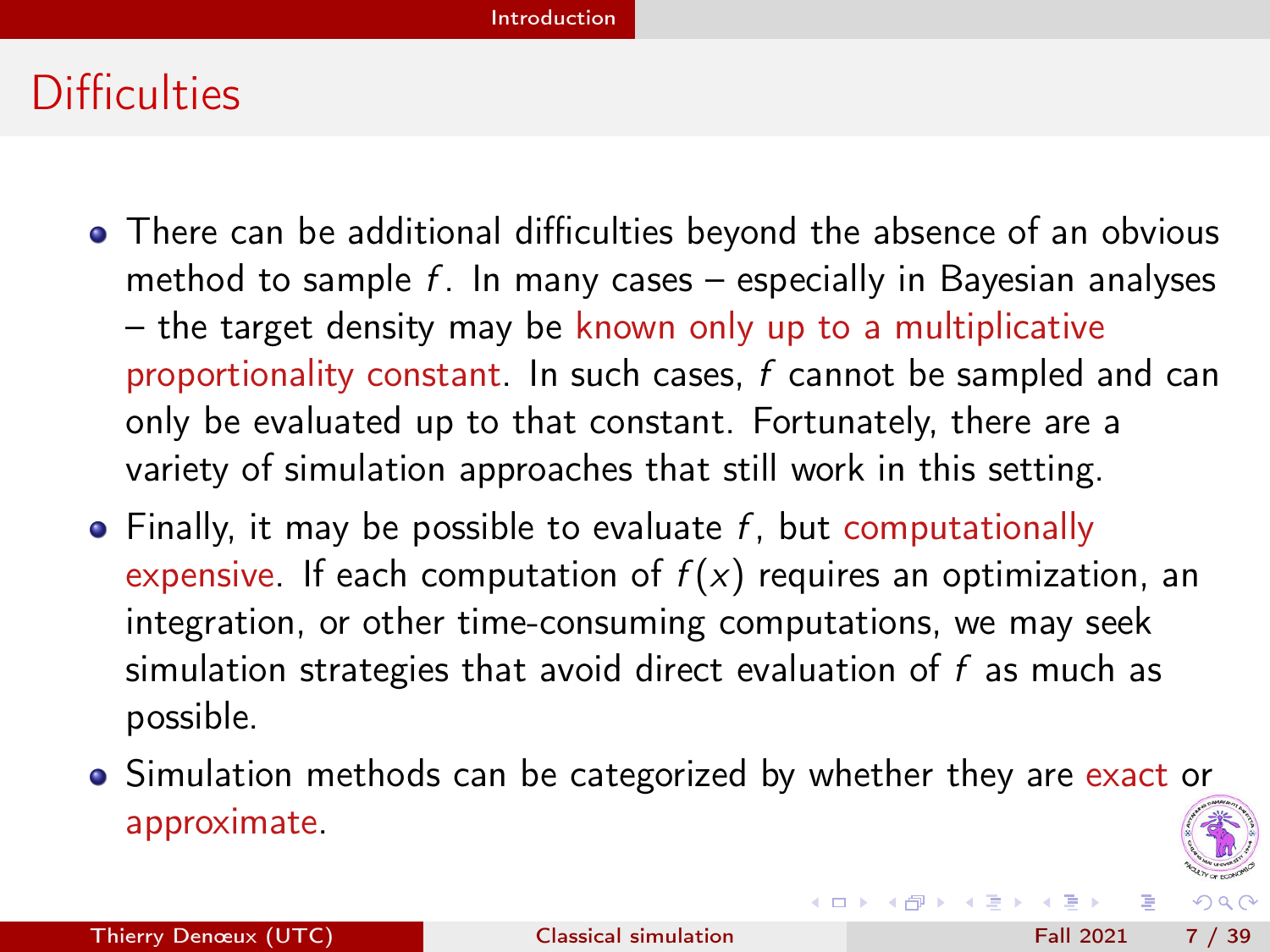# Difficulties

- There can be additional difficulties beyond the absence of an obvious method to sample $f$. In many cases – especially in Bayesian analyses – the target density may be known only up to a multiplicative proportionality constant. In such cases, $f$ cannot be sampled and can only be evaluated up to that constant. Fortunately, there are a variety of simulation approaches that still work in this setting.
- Finally, it may be possible to evaluate $f$, but computationally expensive. If each computation of $f(x)$ requires an optimization, an integration, or other time-consuming computations, we may seek simulation strategies that avoid direct evaluation of $f$ as much as possible.
- Simulation methods can be categorized by whether they are exact or approximate.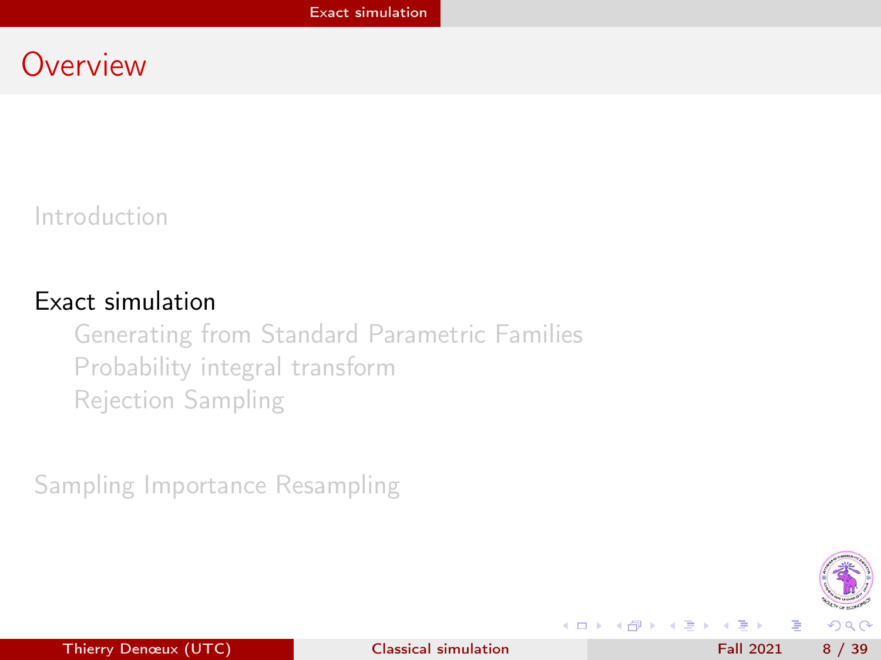## Overview

- Introduction
- Exact simulation
  - Generating from Standard Parametric Families
  - Probability integral transform
  - Rejection Sampling
- Sampling Importance Resampling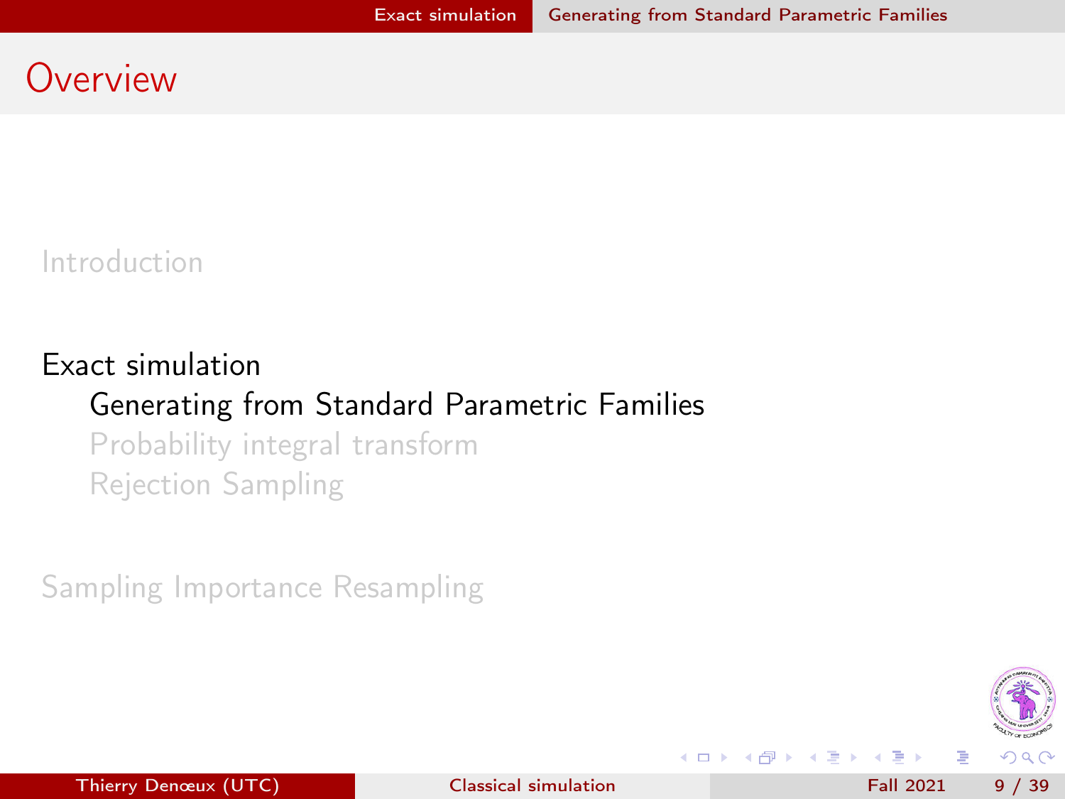# Overview

Introduction

Exact simulation

- Generating from Standard Parametric Families
- Probability integral transform
- Rejection Sampling

Sampling Importance Resampling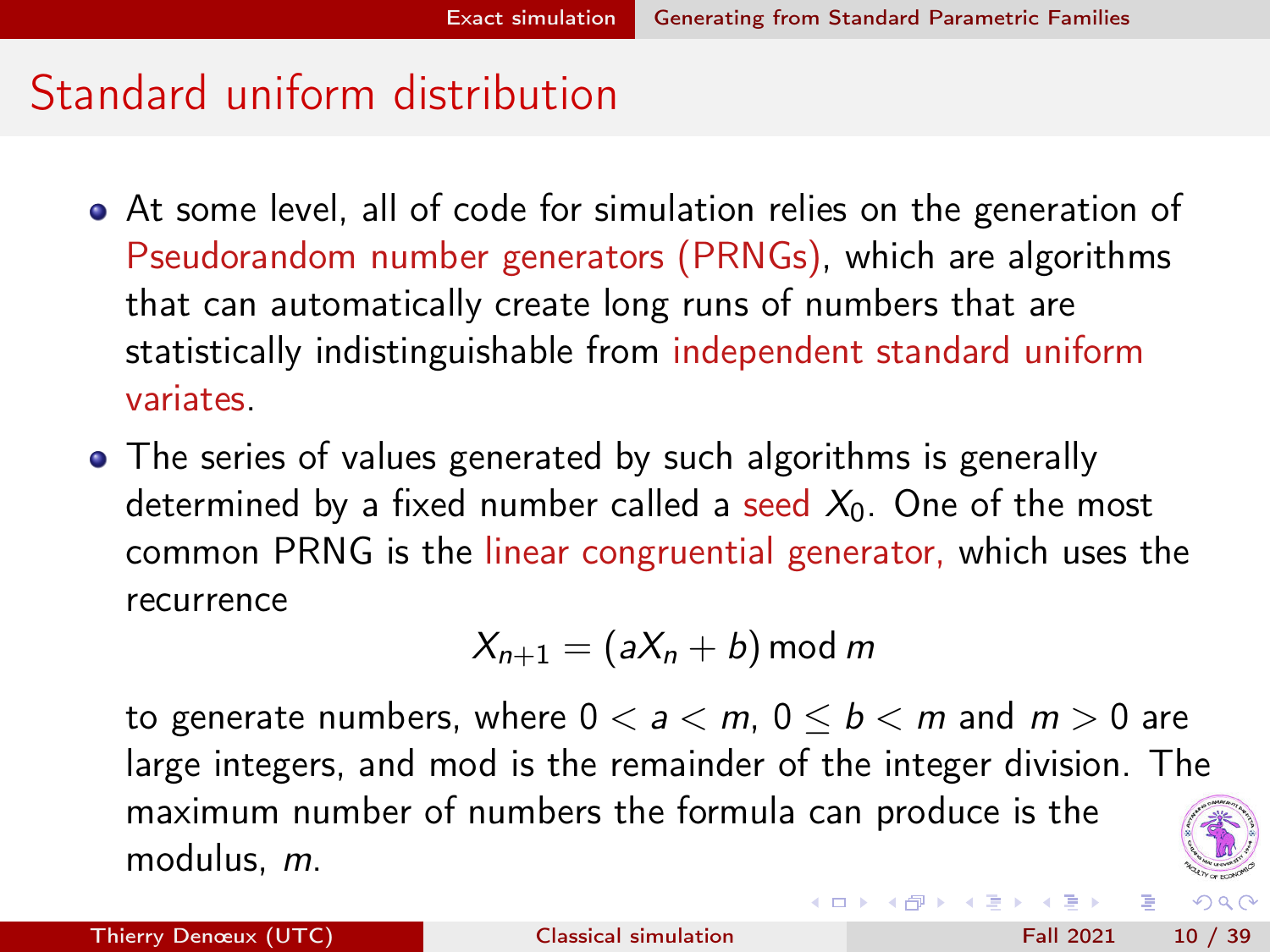# Standard uniform distribution

- At some level, all of code for simulation relies on the generation of Pseudorandom number generators (PRNGs), which are algorithms that can automatically create long runs of numbers that are statistically indistinguishable from independent standard uniform variates.
- The series of values generated by such algorithms is generally determined by a fixed number called a seed $X_0$. One of the most common PRNG is the linear congruential generator, which uses the recurrence

$$X_{n+1} = (aX_n + b) \bmod m$$

  to generate numbers, where $0 < a < m$, $0 \leq b < m$ and $m > 0$ are large integers, and mod is the remainder of the integer division. The maximum number of numbers the formula can produce is the modulus, $m$.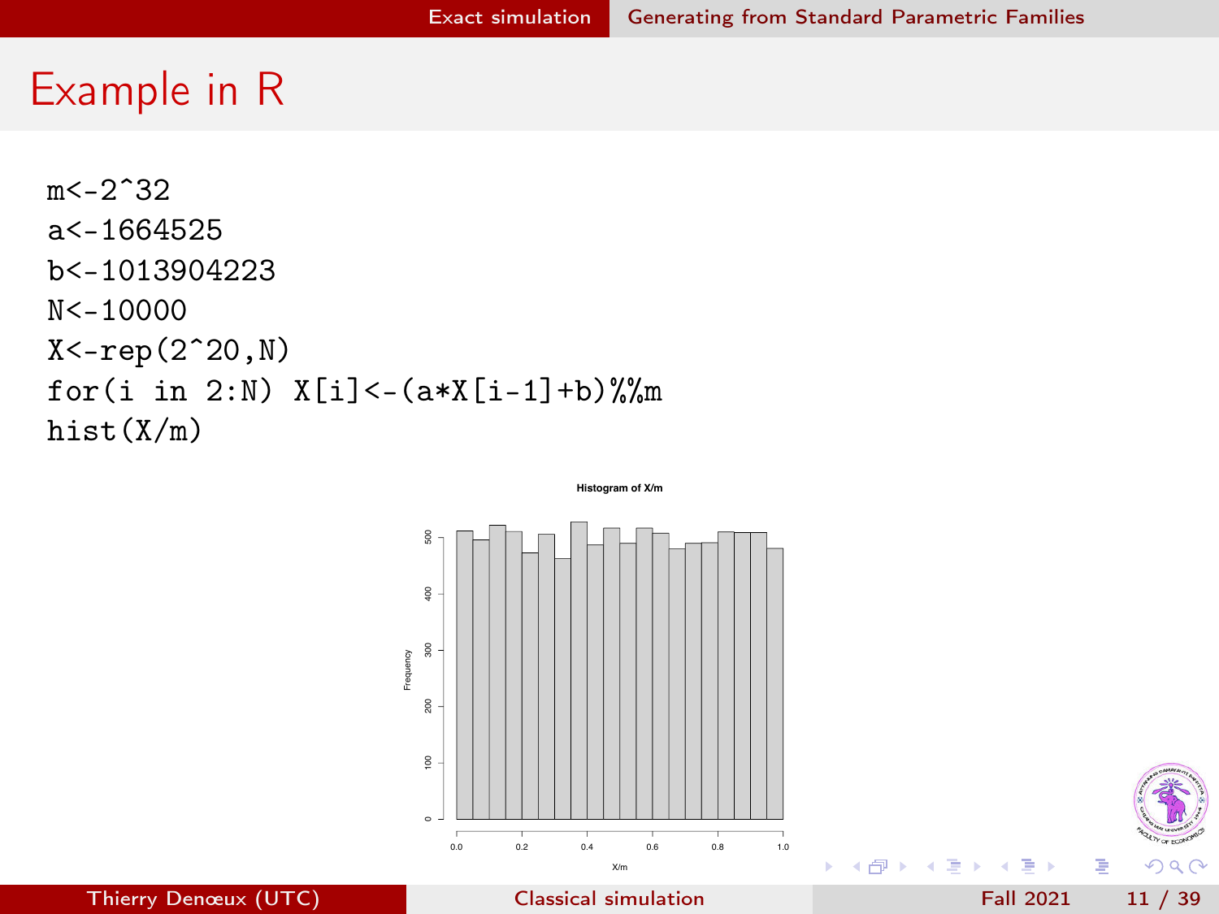# Example in R

```
m<-2^32
a<-1664525
b<-1013904223
N<-10000
X<-rep(2^20,N)
for(i in 2:N) X[i]<-(a*X[i-1]+b)%%m
hist(X/m)
```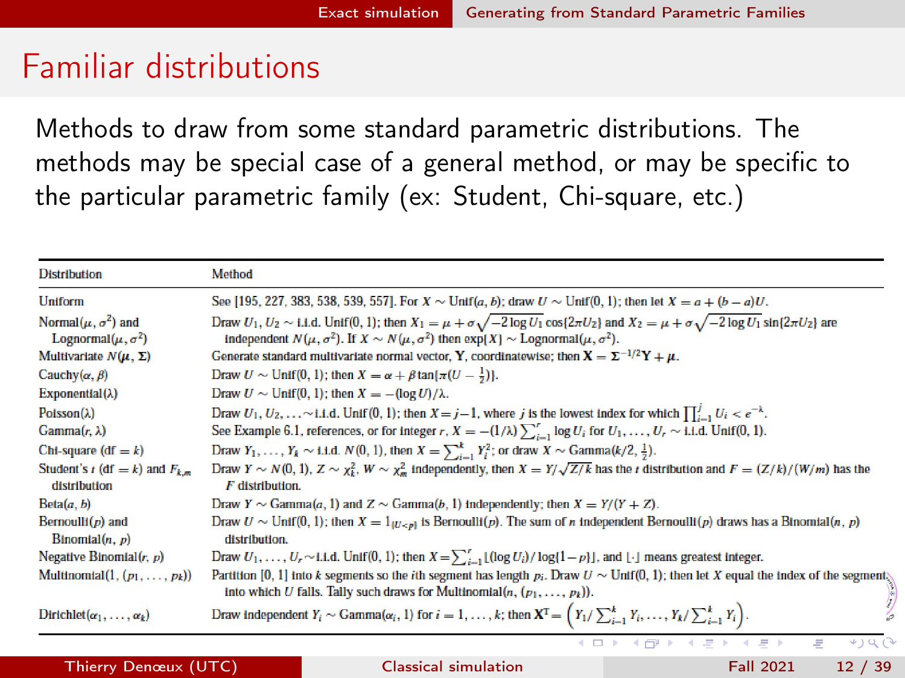# Familiar distributions

Methods to draw from some standard parametric distributions. The methods may be special case of a general method, or may be specific to the particular parametric family (ex: Student, Chi-square, etc.)

| Distribution | Method |
|---|---|
| Uniform | See [195, 227, 383, 538, 539, 557]. For $X \sim \text{Unif}(a, b)$; draw $U \sim \text{Unif}(0, 1)$; then let $X = a + (b - a)U$. |
| Normal$(\mu, \sigma^2)$ and Lognormal$(\mu, \sigma^2)$ | Draw $U_1, U_2 \sim$ i.i.d. Unif(0, 1); then $X_1 = \mu + \sigma\sqrt{-2\log U_1}\cos\{2\pi U_2\}$ and $X_2 = \mu + \sigma\sqrt{-2\log U_1}\sin\{2\pi U_2\}$ are independent $N(\mu, \sigma^2)$. If $X \sim N(\mu, \sigma^2)$ then $\exp\{X\} \sim \text{Lognormal}(\mu, \sigma^2)$. |
| Multivariate $N(\boldsymbol{\mu}, \boldsymbol{\Sigma})$ | Generate standard multivariate normal vector, $\mathbf{Y}$, coordinatewise; then $\mathbf{X} = \boldsymbol{\Sigma}^{-1/2}\mathbf{Y} + \boldsymbol{\mu}$. |
| Cauchy$(\alpha, \beta)$ | Draw $U \sim \text{Unif}(0, 1)$; then $X = \alpha + \beta\tan\{\pi(U - \frac{1}{2})\}$. |
| Exponential$(\lambda)$ | Draw $U \sim \text{Unif}(0, 1)$; then $X = -(\log U)/\lambda$. |
| Poisson$(\lambda)$ | Draw $U_1, U_2, \ldots \sim$ i.i.d. Unif(0, 1); then $X = j - 1$, where $j$ is the lowest index for which $\prod_{i=1}^{j} U_i < e^{-\lambda}$. |
| Gamma$(r, \lambda)$ | See Example 6.1, references, or for integer $r$, $X = -(1/\lambda)\sum_{i=1}^{r}\log U_i$ for $U_1, \ldots, U_r \sim$ i.i.d. Unif(0, 1). |
| Chi-square (df $= k$) | Draw $Y_1, \ldots, Y_k \sim$ i.i.d. $N(0, 1)$, then $X = \sum_{i=1}^{k} Y_i^2$; or draw $X \sim \text{Gamma}(k/2, \frac{1}{2})$. |
| Student's $t$ (df $= k$) and $F_{k,m}$ distribution | Draw $Y \sim N(0, 1)$, $Z \sim \chi^2_k$, $W \sim \chi^2_m$ independently, then $X = Y/\sqrt{Z/k}$ has the $t$ distribution and $F = (Z/k)/(W/m)$ has the $F$ distribution. |
| Beta$(a, b)$ | Draw $Y \sim \text{Gamma}(a, 1)$ and $Z \sim \text{Gamma}(b, 1)$ independently; then $X = Y/(Y + Z)$. |
| Bernoulli$(p)$ and Binomial$(n, p)$ | Draw $U \sim \text{Unif}(0, 1)$; then $X = 1_{\{U<p\}}$ is Bernoulli$(p)$. The sum of $n$ independent Bernoulli$(p)$ draws has a Binomial$(n, p)$ distribution. |
| Negative Binomial$(r, p)$ | Draw $U_1, \ldots, U_r \sim$ i.i.d. Unif(0, 1); then $X = \sum_{i=1}^{r}\lfloor(\log U_i)/\log\{1 - p\}\rfloor$, and $\lfloor\cdot\rfloor$ means greatest integer. |
| Multinomial$(1, (p_1, \ldots, p_k))$ | Partition [0, 1] into $k$ segments so the $i$th segment has length $p_i$. Draw $U \sim \text{Unif}(0, 1)$; then let $X$ equal the index of the segment into which $U$ falls. Tally such draws for Multinomial$(n, (p_1, \ldots, p_k))$. |
| Dirichlet$(\alpha_1, \ldots, \alpha_k)$ | Draw independent $Y_i \sim \text{Gamma}(\alpha_i, 1)$ for $i = 1, \ldots, k$; then $\mathbf{X}^{\mathrm{T}} = \left(Y_1/\sum_{i=1}^{k} Y_i, \ldots, Y_k/\sum_{i=1}^{k} Y_i\right)$. |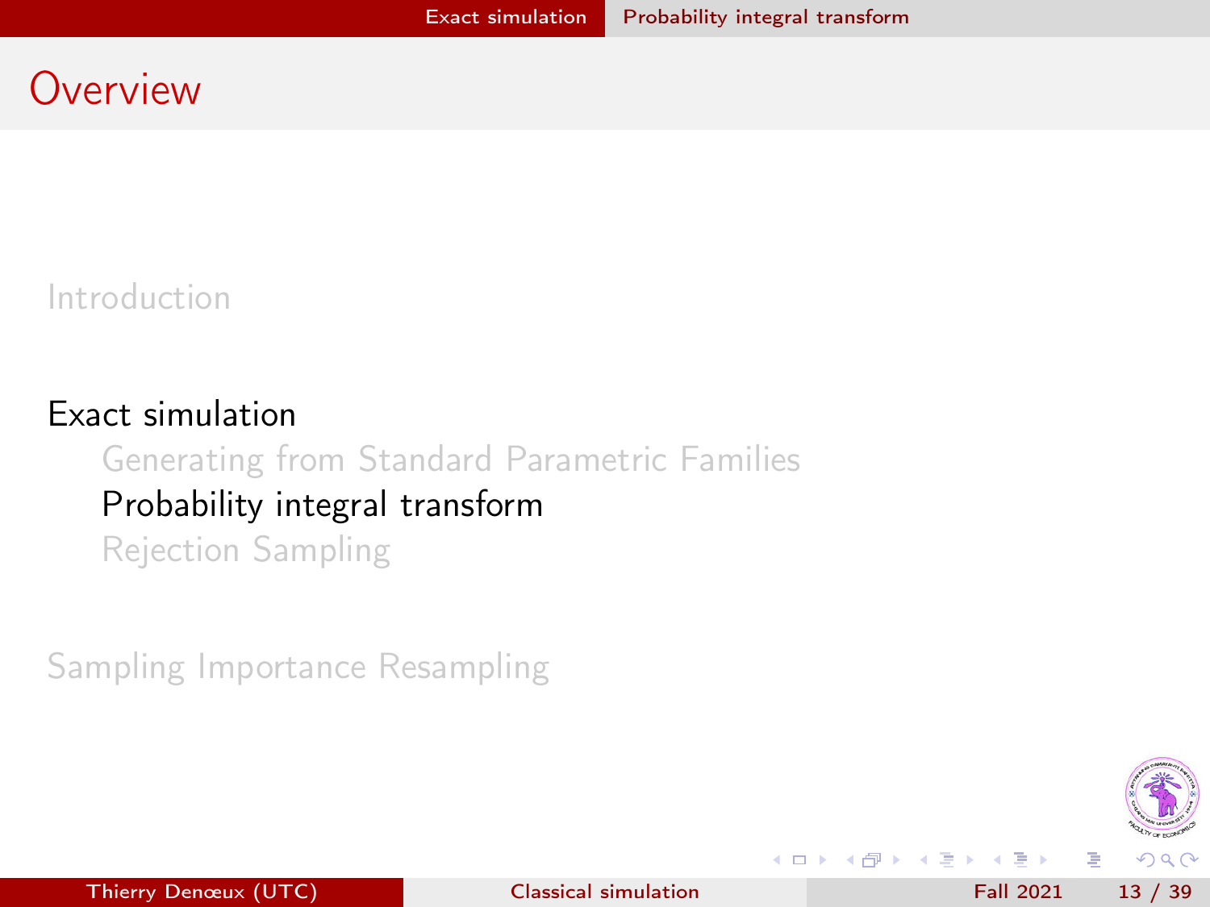# Overview

Introduction

Exact simulation

- Generating from Standard Parametric Families
- Probability integral transform
- Rejection Sampling

Sampling Importance Resampling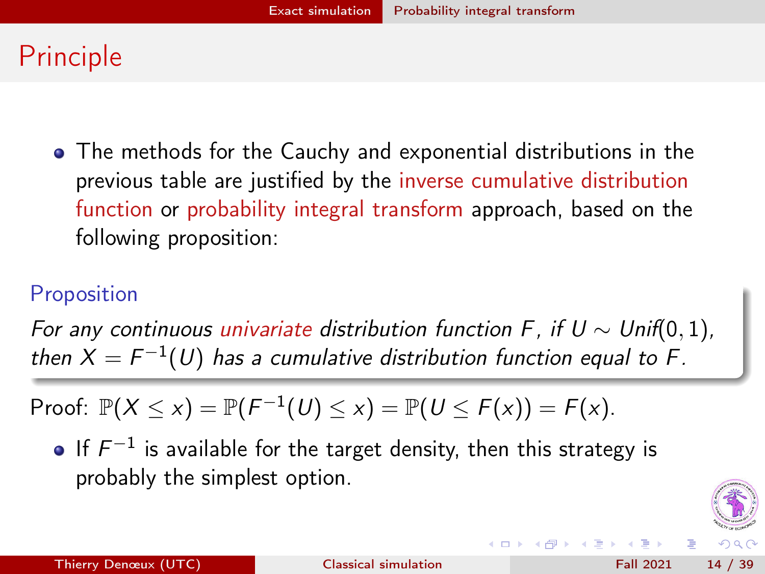# Principle

- The methods for the Cauchy and exponential distributions in the previous table are justified by the inverse cumulative distribution function or probability integral transform approach, based on the following proposition:

**Proposition**

*For any continuous univariate distribution function $F$, if $U \sim Unif(0,1)$, then $X = F^{-1}(U)$ has a cumulative distribution function equal to $F$.*

Proof: $\mathbb{P}(X \leq x) = \mathbb{P}(F^{-1}(U) \leq x) = \mathbb{P}(U \leq F(x)) = F(x)$.

- If $F^{-1}$ is available for the target density, then this strategy is probably the simplest option.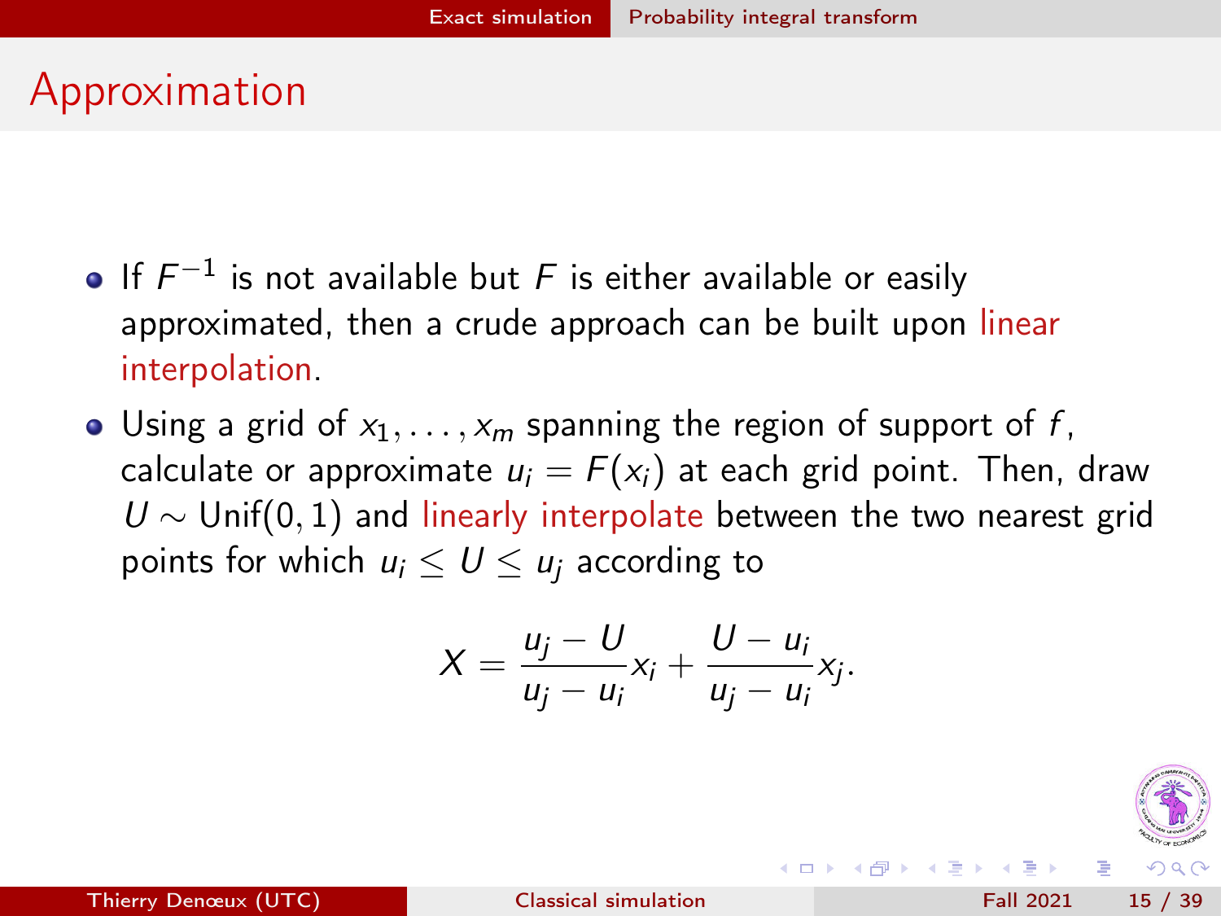# Approximation

- If $F^{-1}$ is not available but $F$ is either available or easily approximated, then a crude approach can be built upon linear interpolation.
- Using a grid of $x_1, \ldots, x_m$ spanning the region of support of $f$, calculate or approximate $u_i = F(x_i)$ at each grid point. Then, draw $U \sim \text{Unif}(0, 1)$ and linearly interpolate between the two nearest grid points for which $u_i \leq U \leq u_j$ according to

$$X = \frac{u_j - U}{u_j - u_i} x_i + \frac{U - u_i}{u_j - u_i} x_j.$$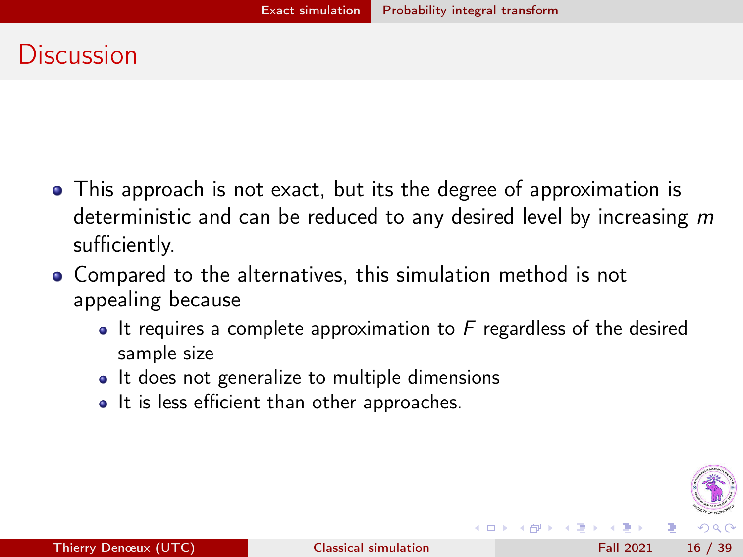# Discussion

- This approach is not exact, but its the degree of approximation is deterministic and can be reduced to any desired level by increasing $m$ sufficiently.
- Compared to the alternatives, this simulation method is not appealing because
  - It requires a complete approximation to $F$ regardless of the desired sample size
  - It does not generalize to multiple dimensions
  - It is less efficient than other approaches.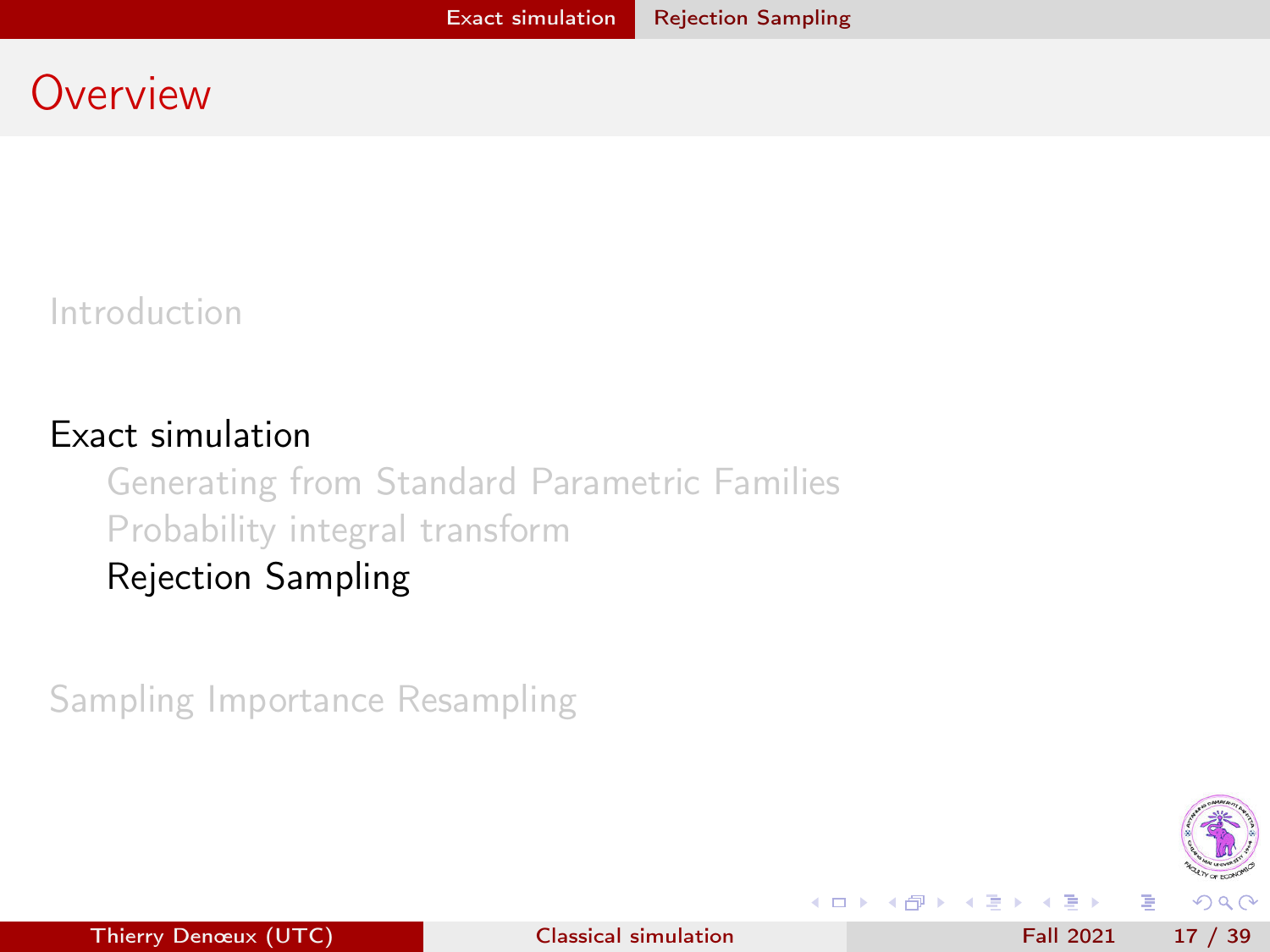# Overview

Introduction

Exact simulation

- Generating from Standard Parametric Families
- Probability integral transform
- Rejection Sampling

Sampling Importance Resampling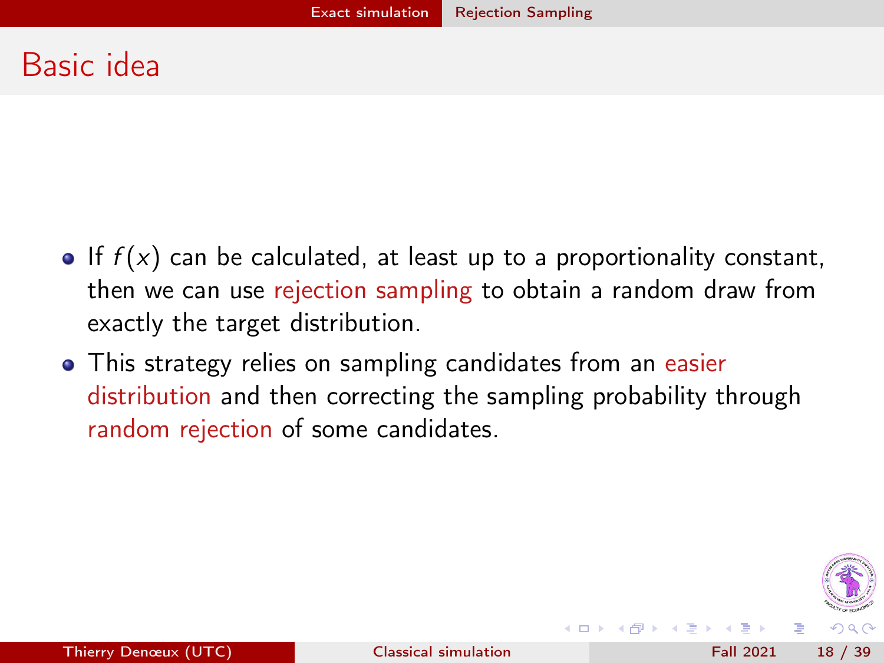# Basic idea

- If $f(x)$ can be calculated, at least up to a proportionality constant, then we can use rejection sampling to obtain a random draw from exactly the target distribution.
- This strategy relies on sampling candidates from an easier distribution and then correcting the sampling probability through random rejection of some candidates.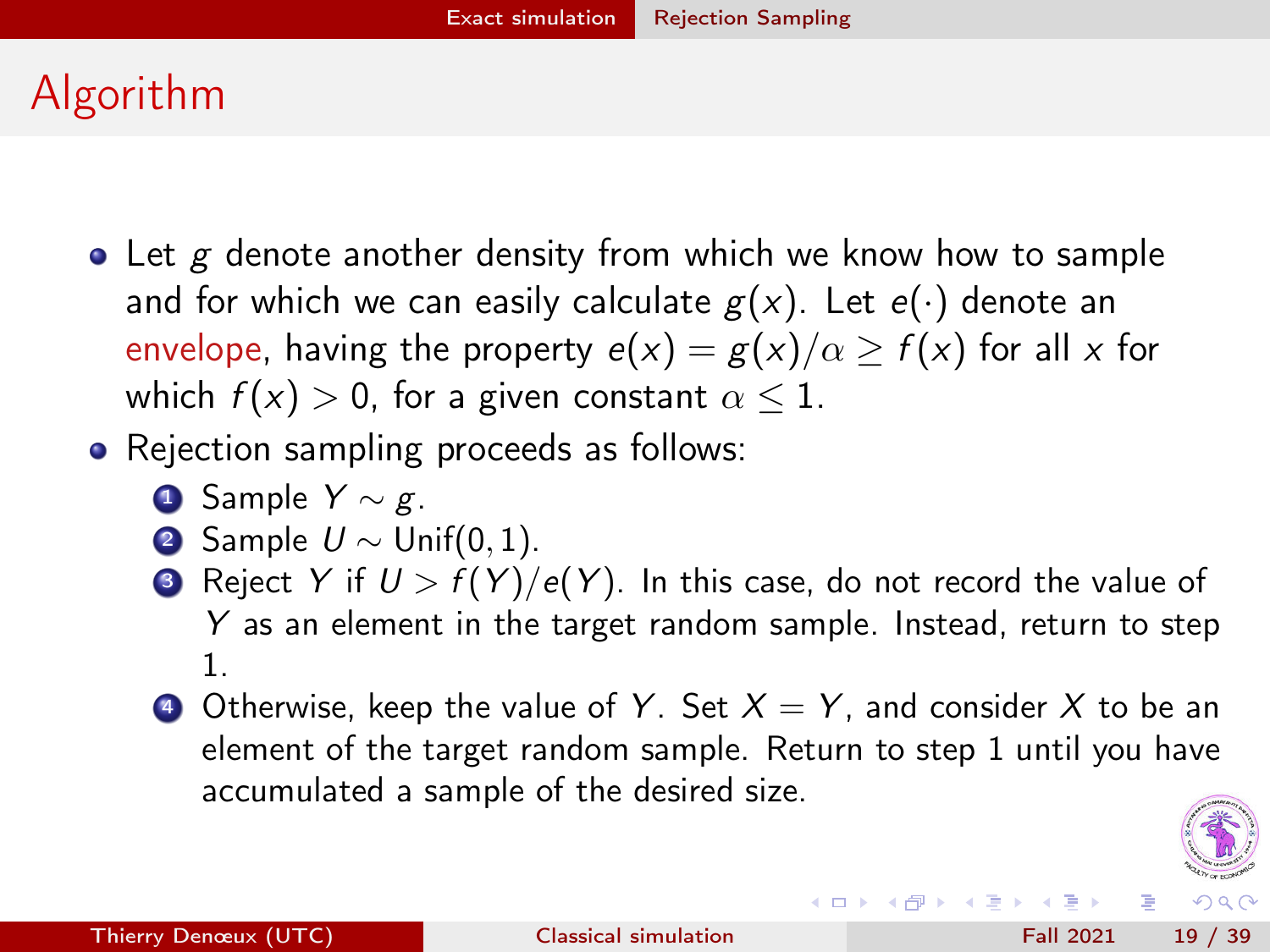# Algorithm

- Let $g$ denote another density from which we know how to sample and for which we can easily calculate $g(x)$. Let $e(\cdot)$ denote an envelope, having the property $e(x) = g(x)/\alpha \geq f(x)$ for all $x$ for which $f(x) > 0$, for a given constant $\alpha \leq 1$.
- Rejection sampling proceeds as follows:
  1. Sample $Y \sim g$.
  2. Sample $U \sim \text{Unif}(0, 1)$.
  3. Reject $Y$ if $U > f(Y)/e(Y)$. In this case, do not record the value of $Y$ as an element in the target random sample. Instead, return to step 1.
  4. Otherwise, keep the value of $Y$. Set $X = Y$, and consider $X$ to be an element of the target random sample. Return to step 1 until you have accumulated a sample of the desired size.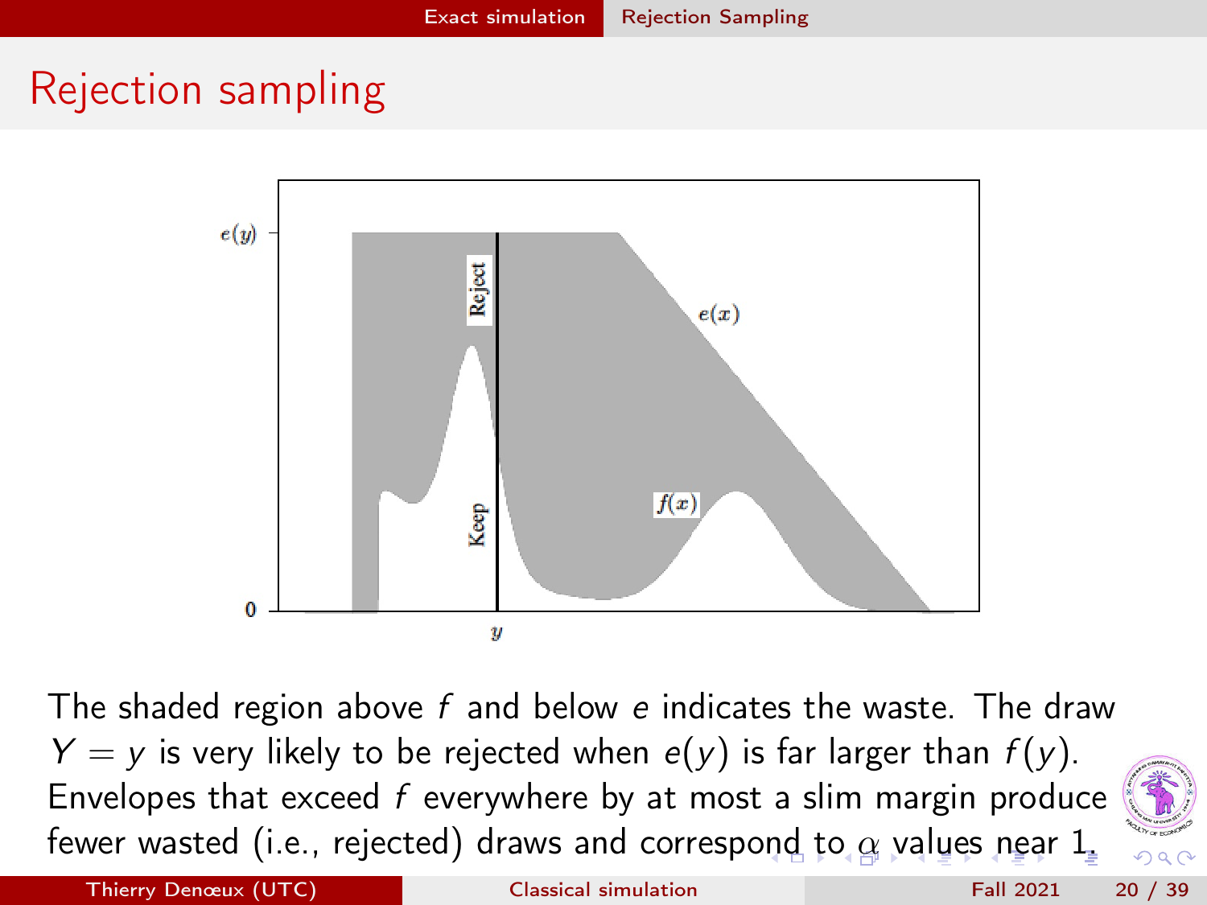# Rejection sampling

The shaded region above $f$ and below $e$ indicates the waste. The draw $Y = y$ is very likely to be rejected when $e(y)$ is far larger than $f(y)$. Envelopes that exceed $f$ everywhere by at most a slim margin produce fewer wasted (i.e., rejected) draws and correspond to $\alpha$ values near 1.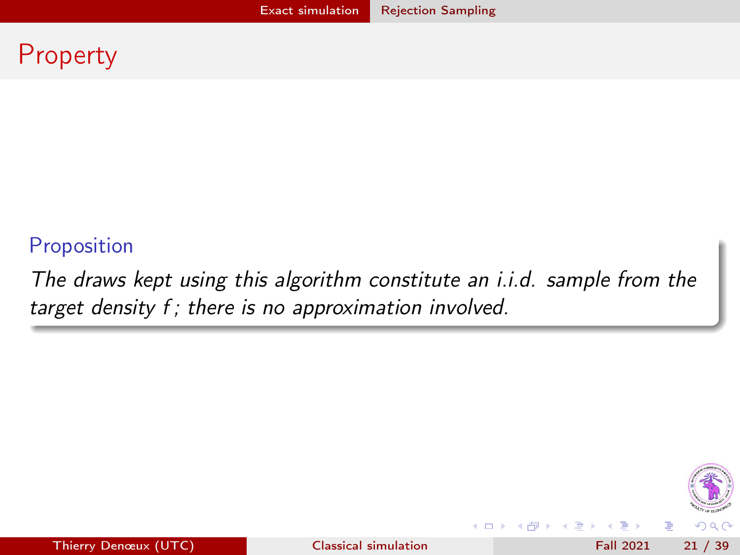# Property

**Proposition**

*The draws kept using this algorithm constitute an i.i.d. sample from the target density $f$; there is no approximation involved.*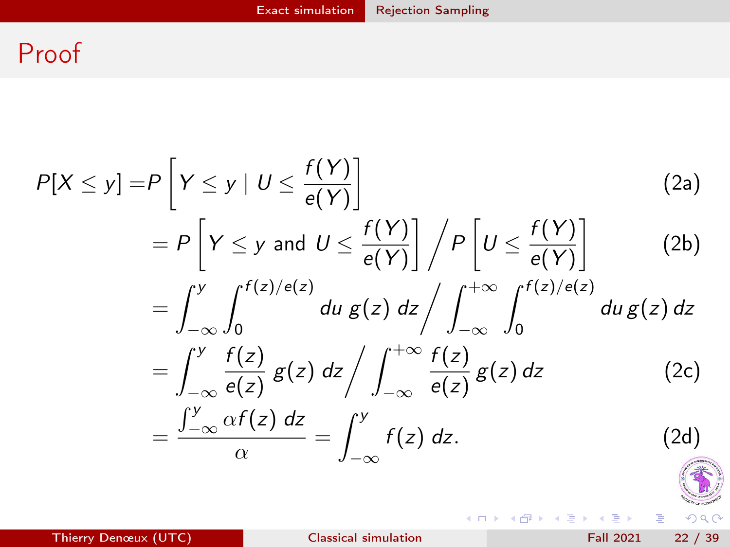# Proof

$$
\begin{aligned}
P[X \leq y] =& P\left[Y \leq y \mid U \leq \frac{f(Y)}{e(Y)}\right] && \text{(2a)} \\
=& P\left[Y \leq y \text{ and } U \leq \frac{f(Y)}{e(Y)}\right] \Big/ P\left[U \leq \frac{f(Y)}{e(Y)}\right] && \text{(2b)} \\
=& \int_{-\infty}^{y} \int_{0}^{f(z)/e(z)} du \, g(z) \, dz \Big/ \int_{-\infty}^{+\infty} \int_{0}^{f(z)/e(z)} du \, g(z) \, dz \\
=& \int_{-\infty}^{y} \frac{f(z)}{e(z)} \, g(z) \, dz \Big/ \int_{-\infty}^{+\infty} \frac{f(z)}{e(z)} \, g(z) \, dz && \text{(2c)} \\
=& \frac{\int_{-\infty}^{y} \alpha f(z) \, dz}{\alpha} = \int_{-\infty}^{y} f(z) \, dz. && \text{(2d)}
\end{aligned}
$$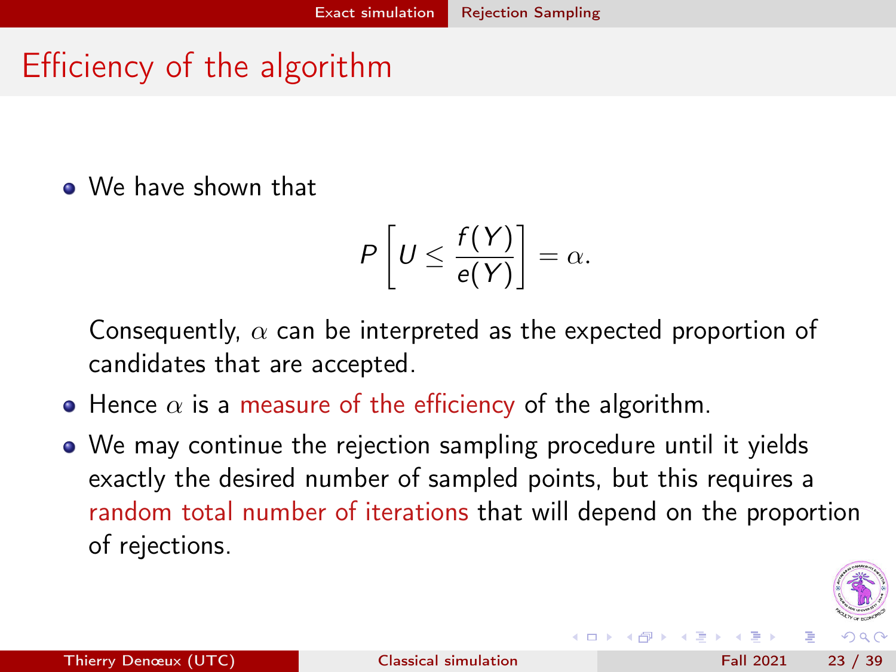# Efficiency of the algorithm

- We have shown that

$$P\left[U \leq \frac{f(Y)}{e(Y)}\right] = \alpha.$$

  Consequently, $\alpha$ can be interpreted as the expected proportion of candidates that are accepted.

- Hence $\alpha$ is a measure of the efficiency of the algorithm.
- We may continue the rejection sampling procedure until it yields exactly the desired number of sampled points, but this requires a random total number of iterations that will depend on the proportion of rejections.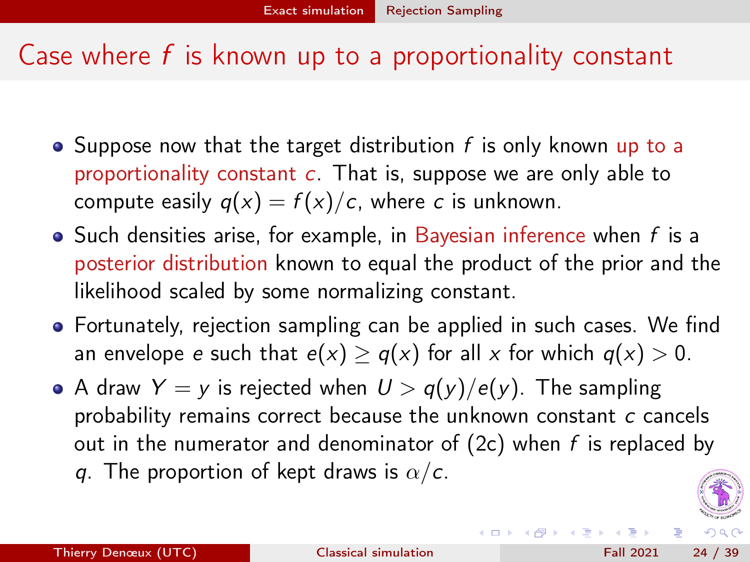# Case where $f$ is known up to a proportionality constant

- Suppose now that the target distribution $f$ is only known up to a proportionality constant $c$. That is, suppose we are only able to compute easily $q(x) = f(x)/c$, where $c$ is unknown.
- Such densities arise, for example, in Bayesian inference when $f$ is a posterior distribution known to equal the product of the prior and the likelihood scaled by some normalizing constant.
- Fortunately, rejection sampling can be applied in such cases. We find an envelope $e$ such that $e(x) \geq q(x)$ for all $x$ for which $q(x) > 0$.
- A draw $Y = y$ is rejected when $U > q(y)/e(y)$. The sampling probability remains correct because the unknown constant $c$ cancels out in the numerator and denominator of (2c) when $f$ is replaced by $q$. The proportion of kept draws is $\alpha/c$.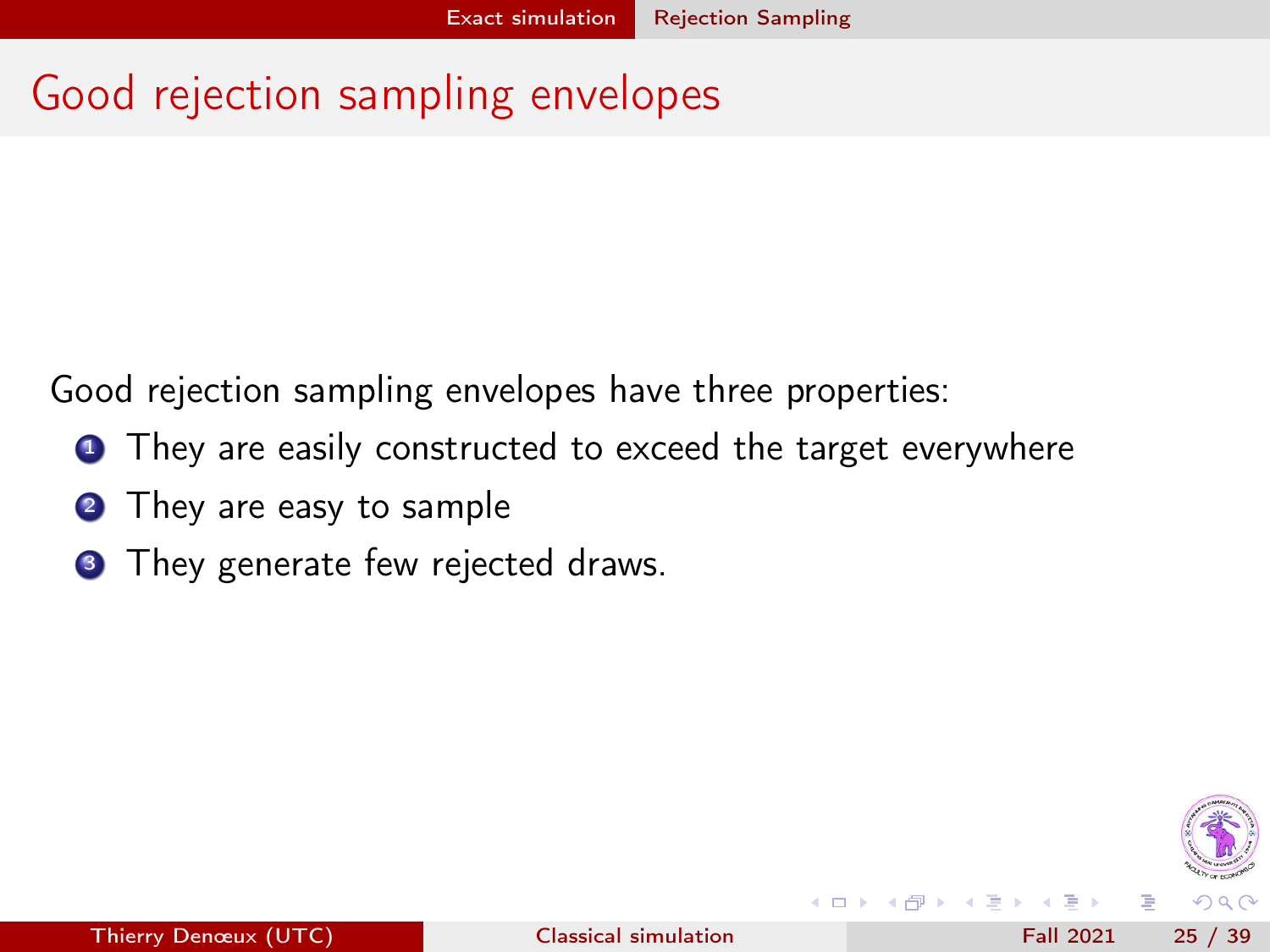# Good rejection sampling envelopes

Good rejection sampling envelopes have three properties:

1. They are easily constructed to exceed the target everywhere
2. They are easy to sample
3. They generate few rejected draws.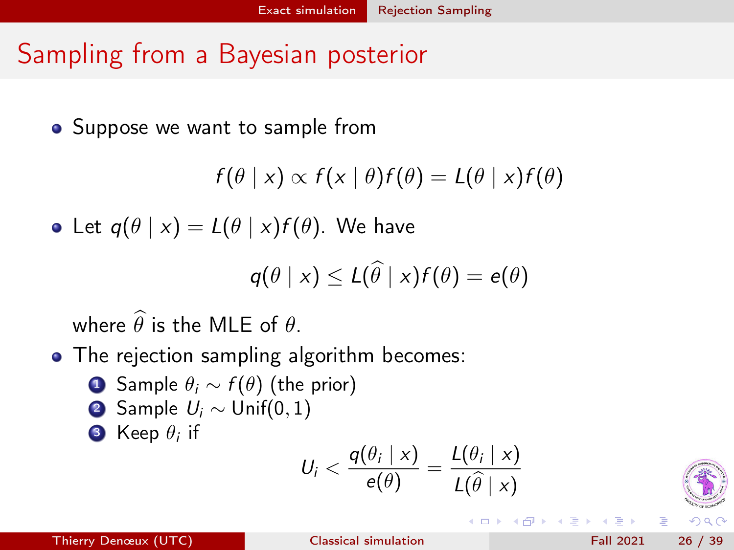# Sampling from a Bayesian posterior

- Suppose we want to sample from

$$f(\theta \mid x) \propto f(x \mid \theta) f(\theta) = L(\theta \mid x) f(\theta)$$

- Let $q(\theta \mid x) = L(\theta \mid x) f(\theta)$. We have

$$q(\theta \mid x) \leq L(\widehat{\theta} \mid x) f(\theta) = e(\theta)$$

  where $\widehat{\theta}$ is the MLE of $\theta$.

- The rejection sampling algorithm becomes:
  1. Sample $\theta_i \sim f(\theta)$ (the prior)
  2. Sample $U_i \sim \text{Unif}(0, 1)$
  3. Keep $\theta_i$ if

$$U_i < \frac{q(\theta_i \mid x)}{e(\theta)} = \frac{L(\theta_i \mid x)}{L(\widehat{\theta} \mid x)}$$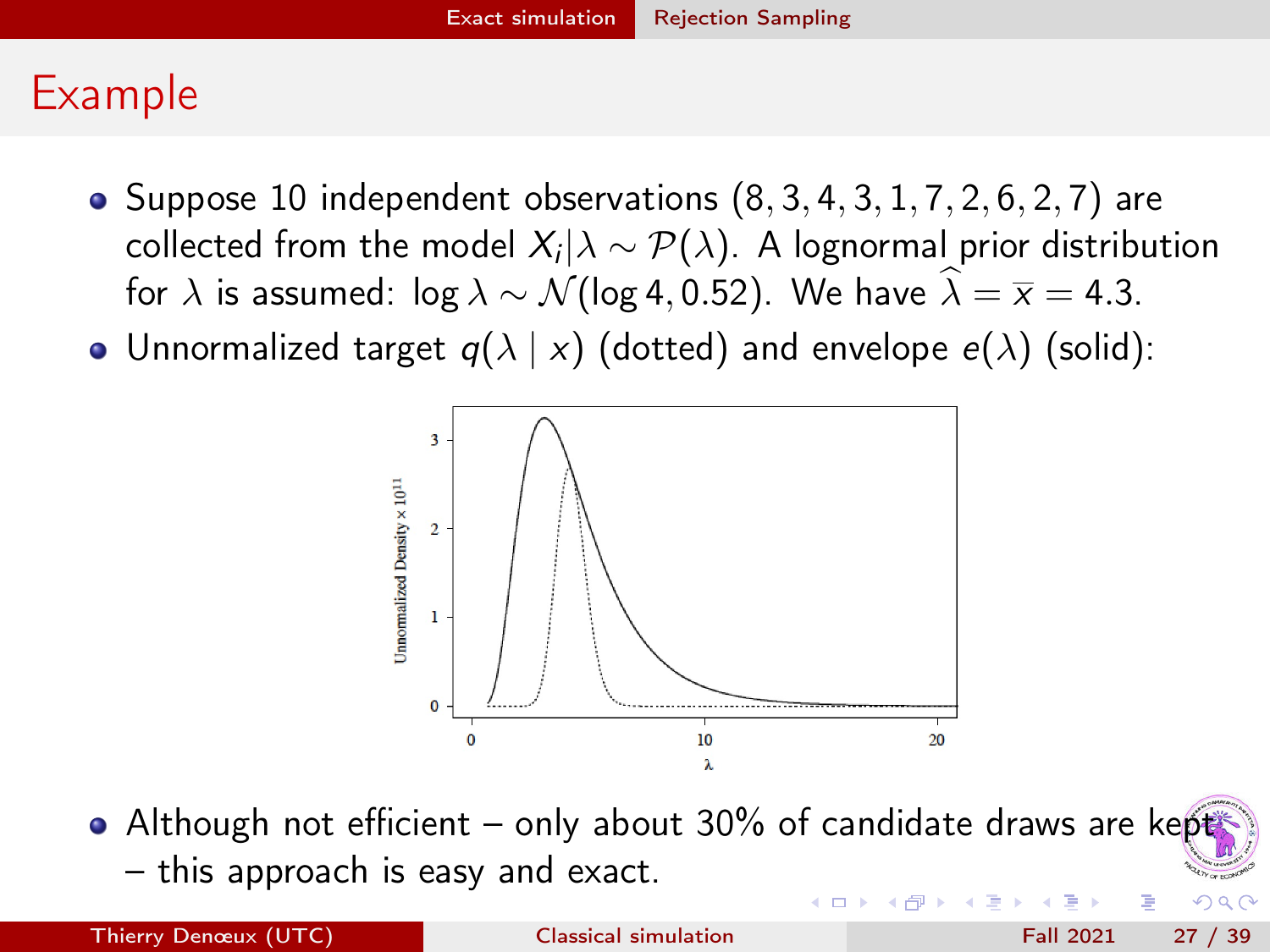## Example

- Suppose 10 independent observations $(8, 3, 4, 3, 1, 7, 2, 6, 2, 7)$ are collected from the model $X_i|\lambda \sim \mathcal{P}(\lambda)$. A lognormal prior distribution for $\lambda$ is assumed: $\log \lambda \sim \mathcal{N}(\log 4, 0.5^2)$. We have $\widehat{\lambda} = \overline{x} = 4.3$.
- Unnormalized target $q(\lambda \mid x)$ (dotted) and envelope $e(\lambda)$ (solid):

- Although not efficient – only about 30% of candidate draws are kept – this approach is easy and exact.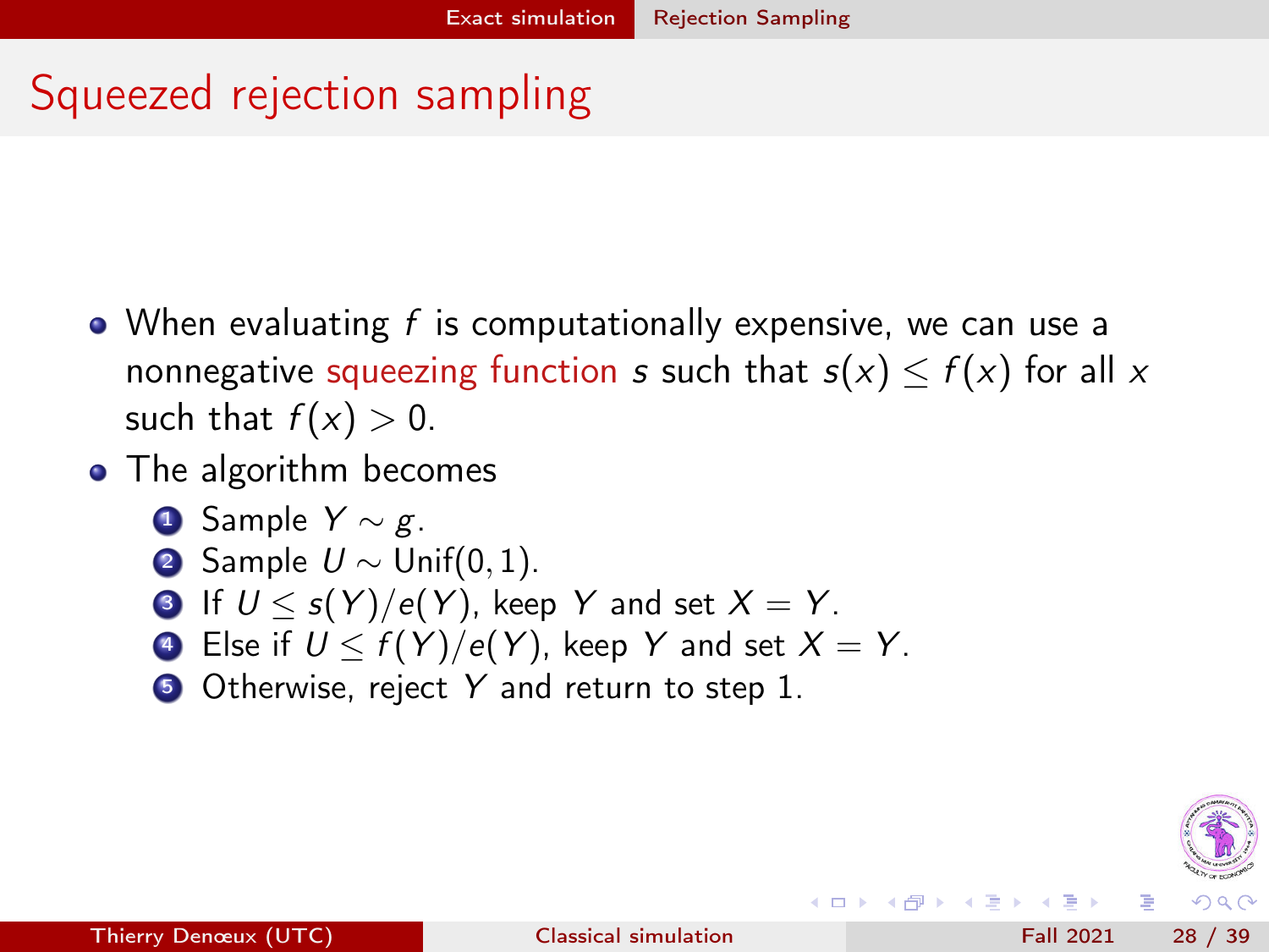# Squeezed rejection sampling

- When evaluating $f$ is computationally expensive, we can use a nonnegative squeezing function $s$ such that $s(x) \leq f(x)$ for all $x$ such that $f(x) > 0$.
- The algorithm becomes
  1. Sample $Y \sim g$.
  2. Sample $U \sim \text{Unif}(0, 1)$.
  3. If $U \leq s(Y)/e(Y)$, keep $Y$ and set $X = Y$.
  4. Else if $U \leq f(Y)/e(Y)$, keep $Y$ and set $X = Y$.
  5. Otherwise, reject $Y$ and return to step 1.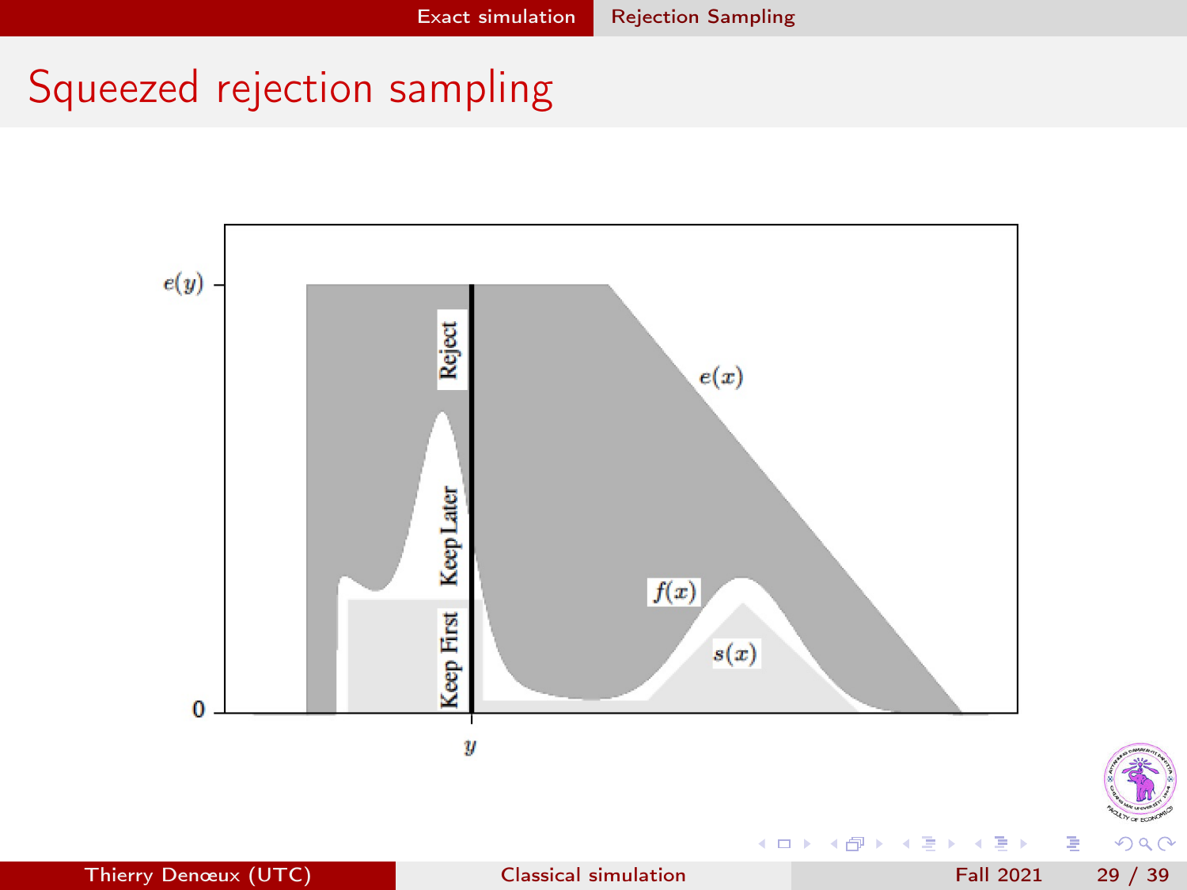# Squeezed rejection sampling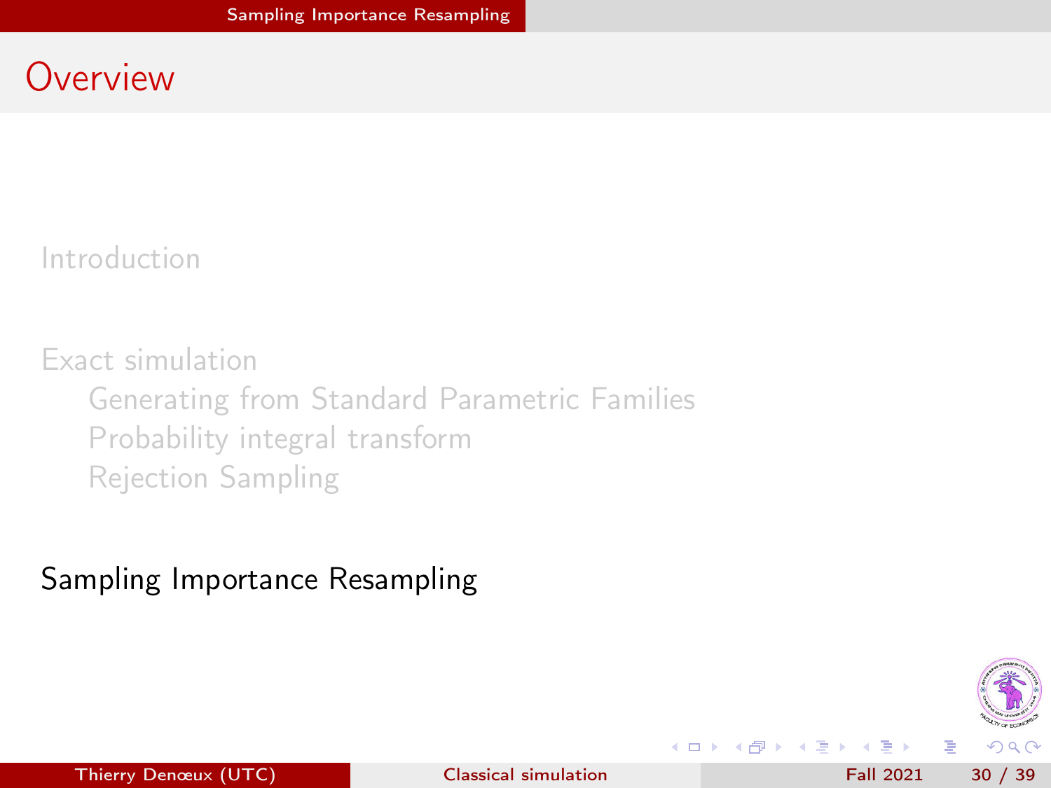# Overview

Introduction

Exact simulation

- Generating from Standard Parametric Families
- Probability integral transform
- Rejection Sampling

Sampling Importance Resampling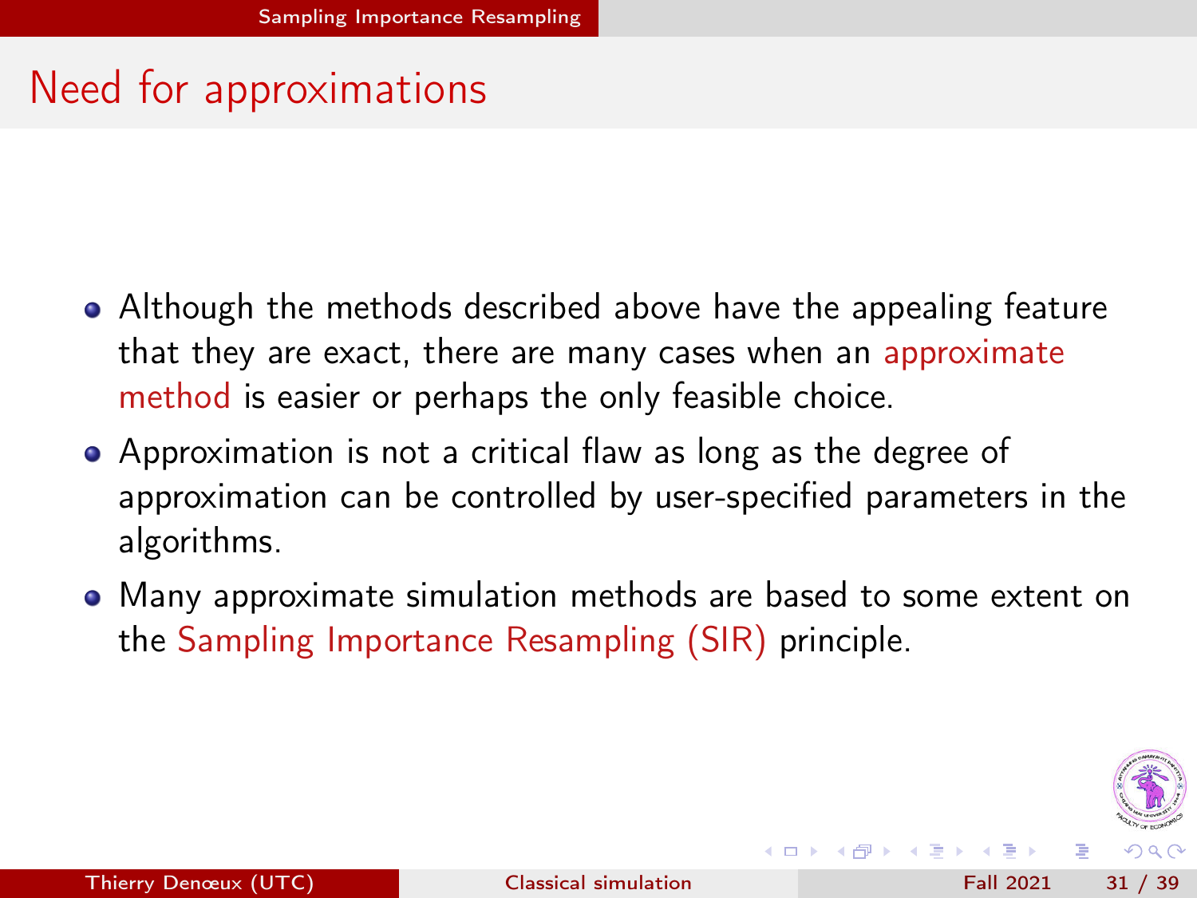## Need for approximations

- Although the methods described above have the appealing feature that they are exact, there are many cases when an approximate method is easier or perhaps the only feasible choice.
- Approximation is not a critical flaw as long as the degree of approximation can be controlled by user-specified parameters in the algorithms.
- Many approximate simulation methods are based to some extent on the Sampling Importance Resampling (SIR) principle.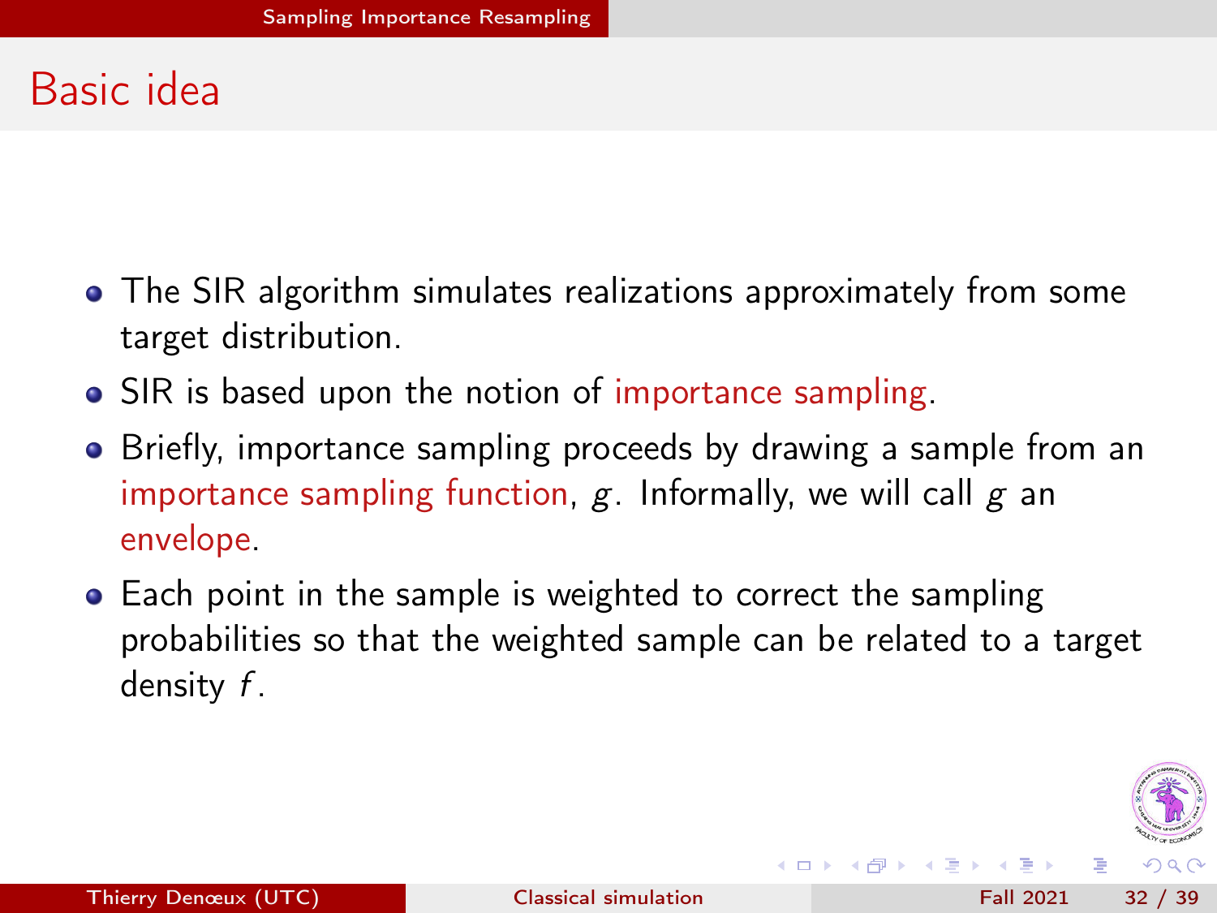## Basic idea

- The SIR algorithm simulates realizations approximately from some target distribution.
- SIR is based upon the notion of importance sampling.
- Briefly, importance sampling proceeds by drawing a sample from an importance sampling function, $g$. Informally, we will call $g$ an envelope.
- Each point in the sample is weighted to correct the sampling probabilities so that the weighted sample can be related to a target density $f$.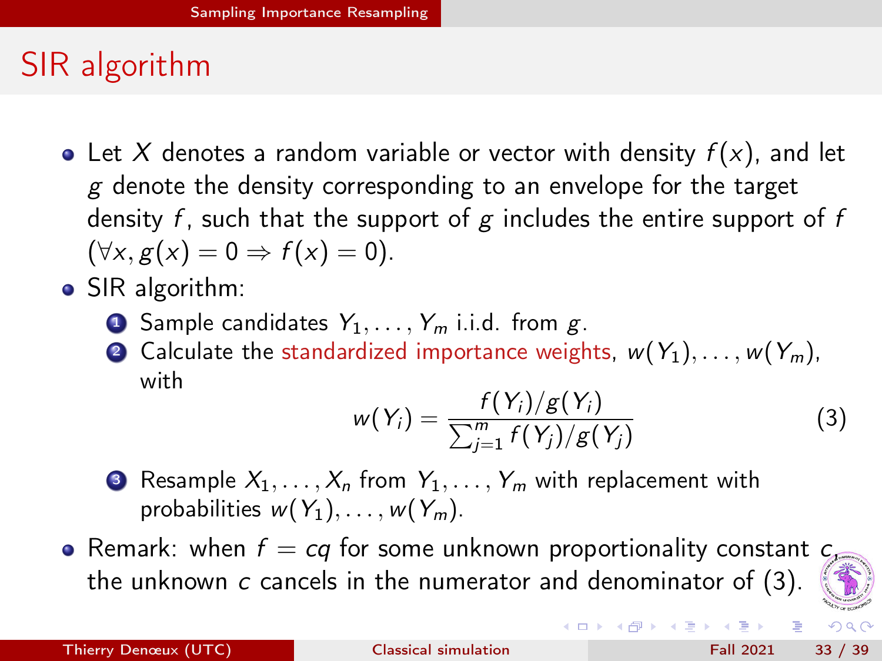# SIR algorithm

- Let $X$ denotes a random variable or vector with density $f(x)$, and let $g$ denote the density corresponding to an envelope for the target density $f$, such that the support of $g$ includes the entire support of $f$ $(\forall x, g(x) = 0 \Rightarrow f(x) = 0)$.
- SIR algorithm:
  1. Sample candidates $Y_1, \ldots, Y_m$ i.i.d. from $g$.
  2. Calculate the standardized importance weights, $w(Y_1), \ldots, w(Y_m)$, with
  $$w(Y_i) = \frac{f(Y_i)/g(Y_i)}{\sum_{j=1}^{m} f(Y_j)/g(Y_j)} \tag{3}$$
  3. Resample $X_1, \ldots, X_n$ from $Y_1, \ldots, Y_m$ with replacement with probabilities $w(Y_1), \ldots, w(Y_m)$.
- Remark: when $f = cq$ for some unknown proportionality constant $c$, the unknown $c$ cancels in the numerator and denominator of (3).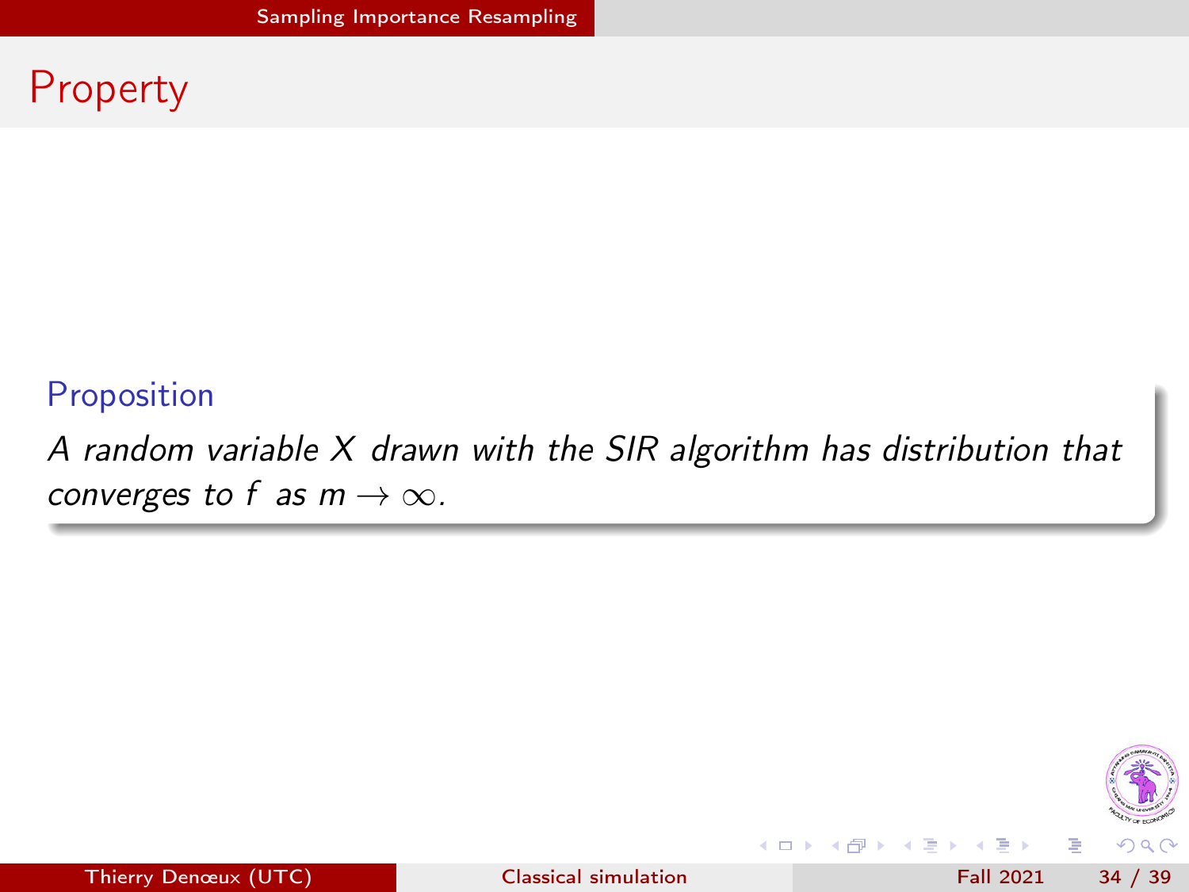# Property

**Proposition**

*A random variable $X$ drawn with the SIR algorithm has distribution that converges to $f$ as $m \to \infty$.*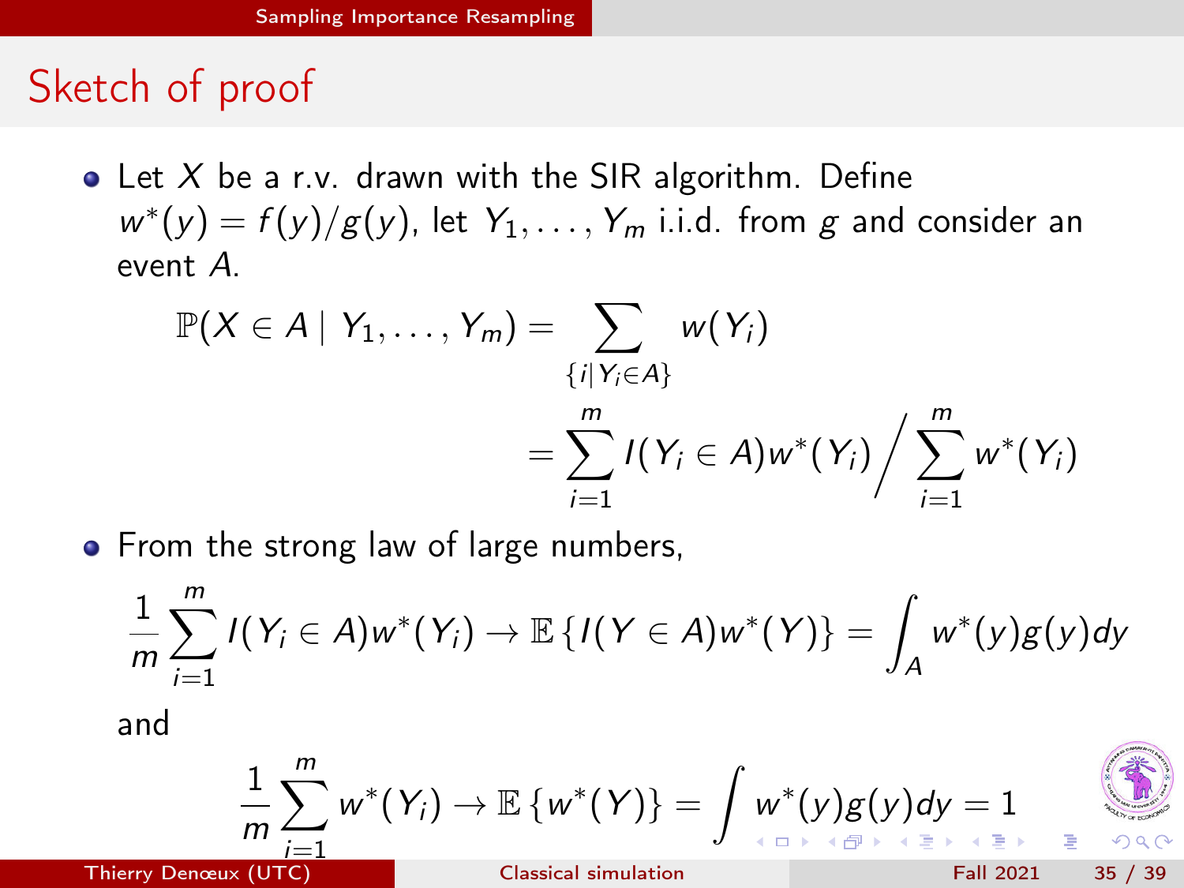# Sketch of proof

- Let $X$ be a r.v. drawn with the SIR algorithm. Define $w^*(y) = f(y)/g(y)$, let $Y_1, \ldots, Y_m$ i.i.d. from $g$ and consider an event $A$.

$$\mathbb{P}(X \in A \mid Y_1, \ldots, Y_m) = \sum_{\{i \mid Y_i \in A\}} w(Y_i)$$

$$= \sum_{i=1}^{m} I(Y_i \in A) w^*(Y_i) \Big/ \sum_{i=1}^{m} w^*(Y_i)$$

- From the strong law of large numbers,

$$\frac{1}{m} \sum_{i=1}^{m} I(Y_i \in A) w^*(Y_i) \to \mathbb{E}\left\{I(Y \in A) w^*(Y)\right\} = \int_A w^*(y) g(y) dy$$

and

$$\frac{1}{m} \sum_{i=1}^{m} w^*(Y_i) \to \mathbb{E}\left\{w^*(Y)\right\} = \int w^*(y) g(y) dy = 1$$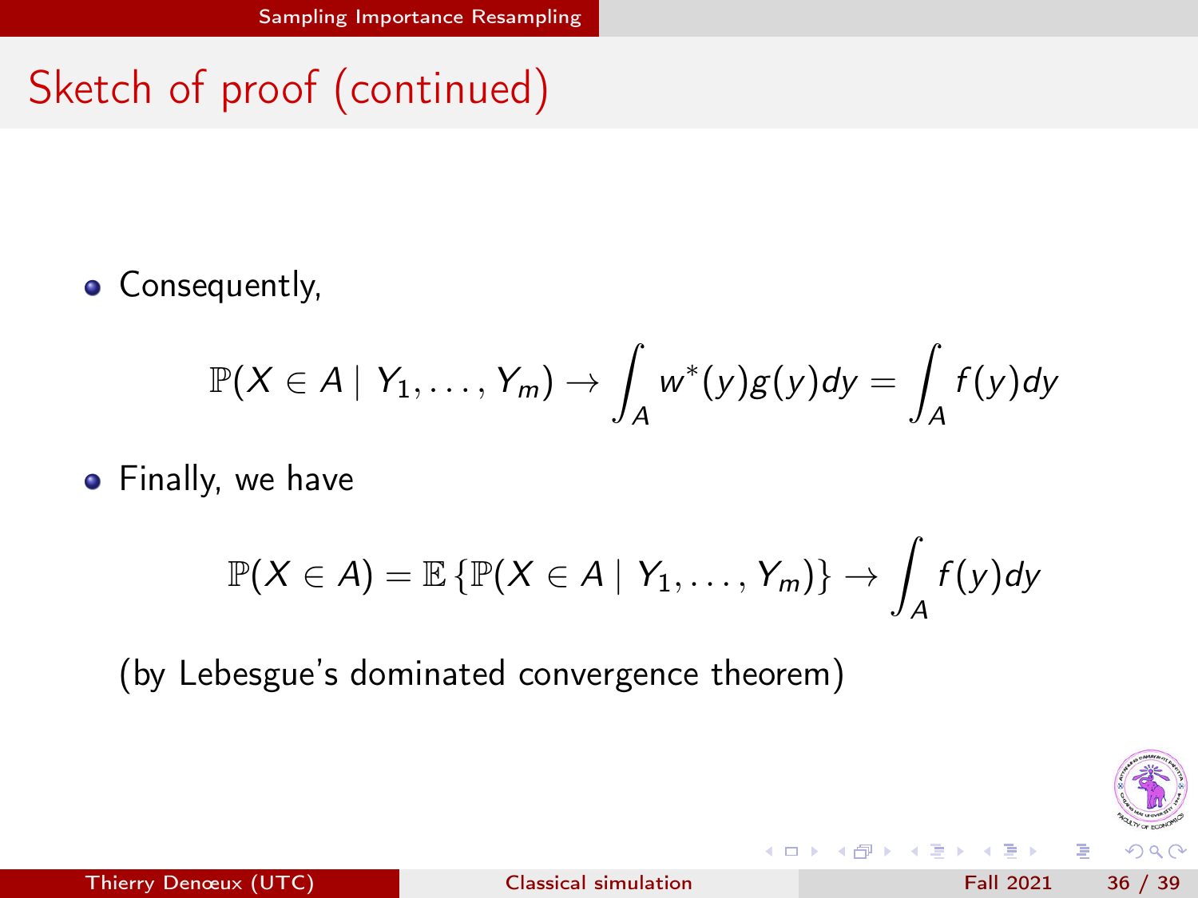# Sketch of proof (continued)

- Consequently,

$$\mathbb{P}(X \in A \mid Y_1, \ldots, Y_m) \to \int_A w^*(y) g(y) dy = \int_A f(y) dy$$

- Finally, we have

$$\mathbb{P}(X \in A) = \mathbb{E}\left\{\mathbb{P}(X \in A \mid Y_1, \ldots, Y_m)\right\} \to \int_A f(y) dy$$

(by Lebesgue's dominated convergence theorem)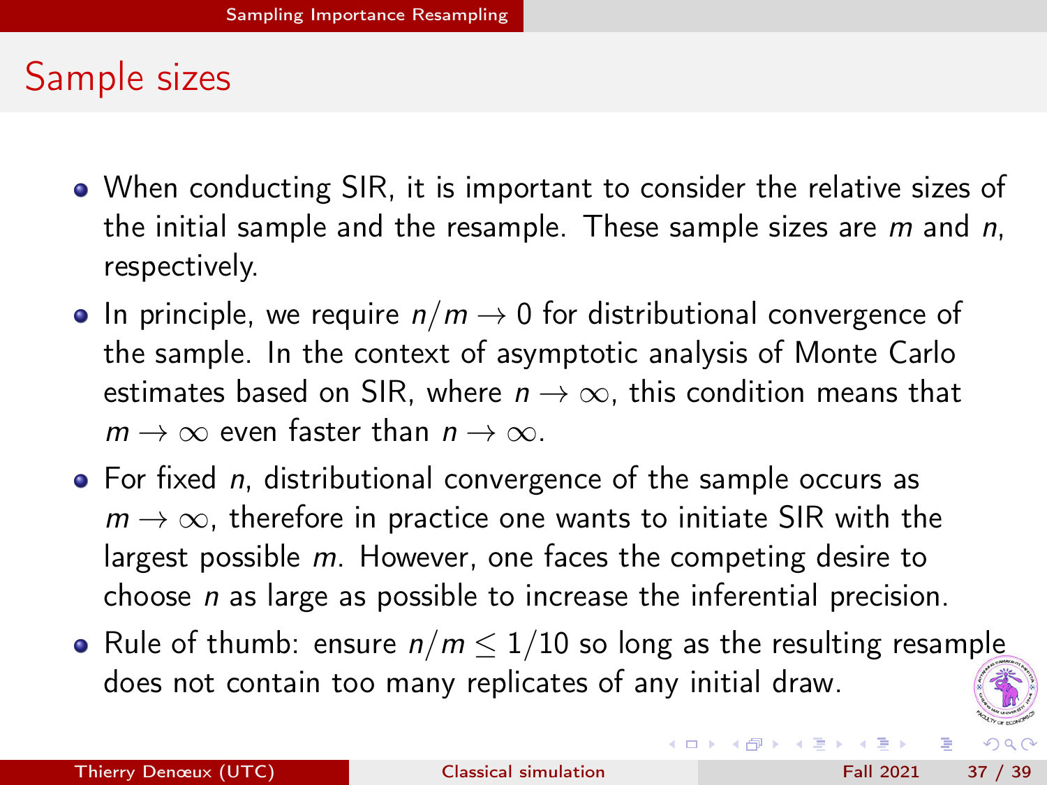## Sample sizes

- When conducting SIR, it is important to consider the relative sizes of the initial sample and the resample. These sample sizes are $m$ and $n$, respectively.
- In principle, we require $n/m \to 0$ for distributional convergence of the sample. In the context of asymptotic analysis of Monte Carlo estimates based on SIR, where $n \to \infty$, this condition means that $m \to \infty$ even faster than $n \to \infty$.
- For fixed $n$, distributional convergence of the sample occurs as $m \to \infty$, therefore in practice one wants to initiate SIR with the largest possible $m$. However, one faces the competing desire to choose $n$ as large as possible to increase the inferential precision.
- Rule of thumb: ensure $n/m \leq 1/10$ so long as the resulting resample does not contain too many replicates of any initial draw.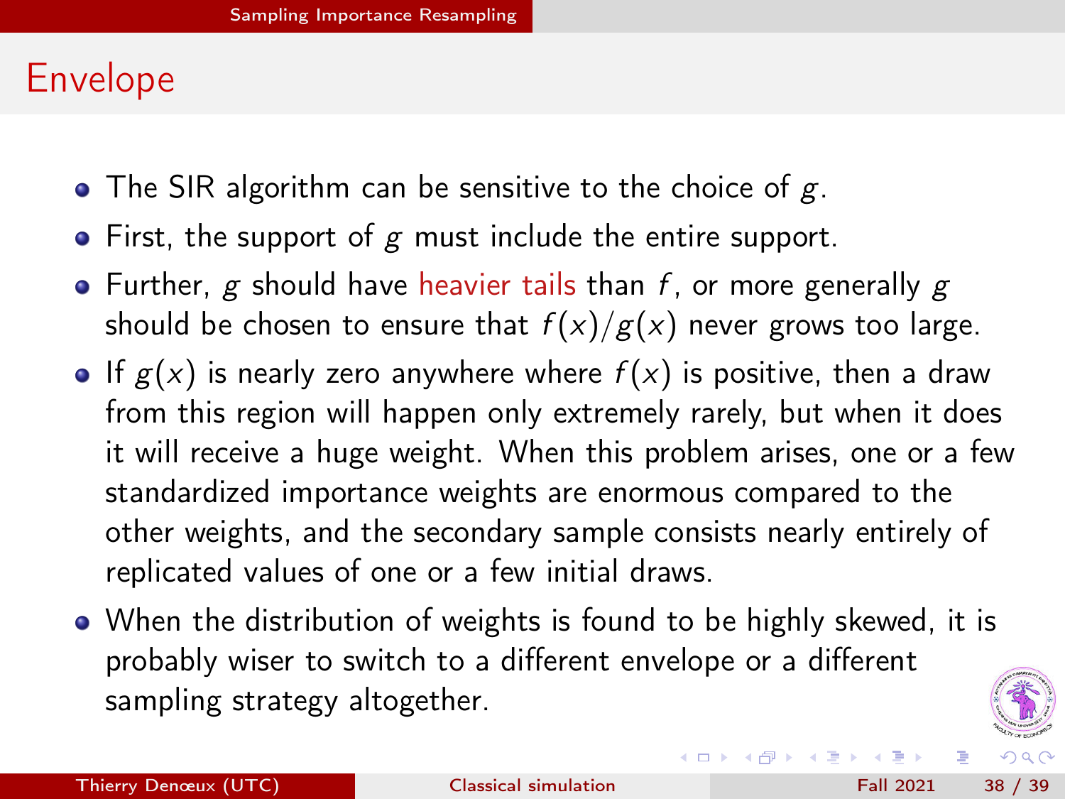## Envelope

- The SIR algorithm can be sensitive to the choice of $g$.
- First, the support of $g$ must include the entire support.
- Further, $g$ should have heavier tails than $f$, or more generally $g$ should be chosen to ensure that $f(x)/g(x)$ never grows too large.
- If $g(x)$ is nearly zero anywhere where $f(x)$ is positive, then a draw from this region will happen only extremely rarely, but when it does it will receive a huge weight. When this problem arises, one or a few standardized importance weights are enormous compared to the other weights, and the secondary sample consists nearly entirely of replicated values of one or a few initial draws.
- When the distribution of weights is found to be highly skewed, it is probably wiser to switch to a different envelope or a different sampling strategy altogether.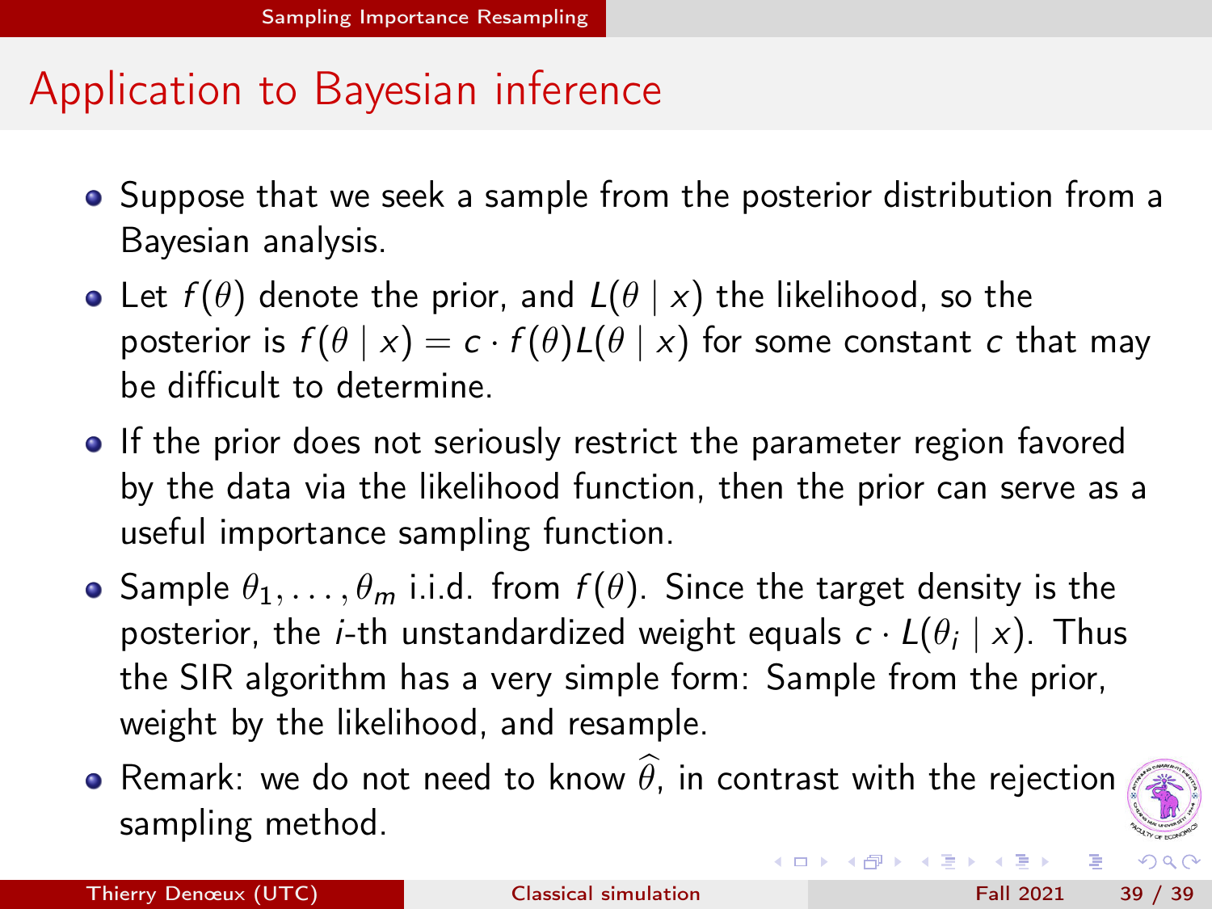## Application to Bayesian inference

- Suppose that we seek a sample from the posterior distribution from a Bayesian analysis.
- Let $f(\theta)$ denote the prior, and $L(\theta \mid x)$ the likelihood, so the posterior is $f(\theta \mid x) = c \cdot f(\theta)L(\theta \mid x)$ for some constant $c$ that may be difficult to determine.
- If the prior does not seriously restrict the parameter region favored by the data via the likelihood function, then the prior can serve as a useful importance sampling function.
- Sample $\theta_1, \ldots, \theta_m$ i.i.d. from $f(\theta)$. Since the target density is the posterior, the $i$-th unstandardized weight equals $c \cdot L(\theta_i \mid x)$. Thus the SIR algorithm has a very simple form: Sample from the prior, weight by the likelihood, and resample.
- Remark: we do not need to know $\widehat{\theta}$, in contrast with the rejection sampling method.